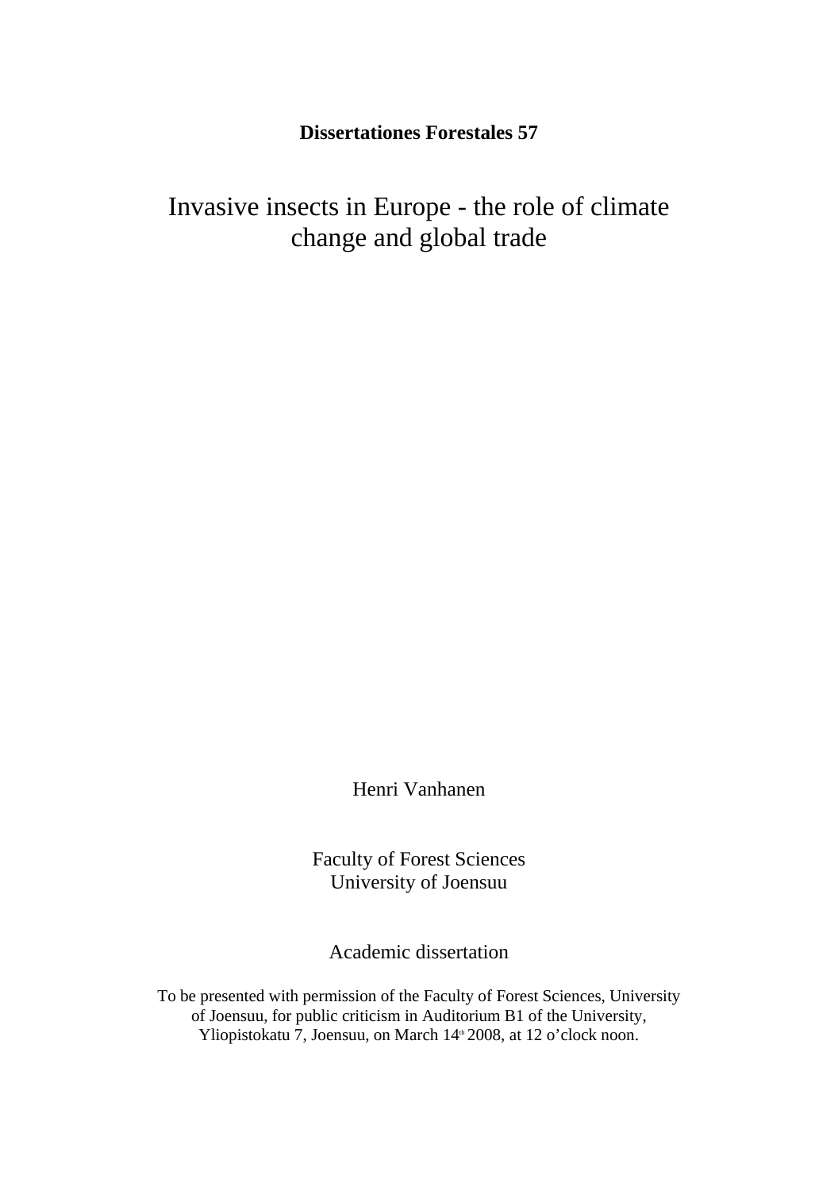**Dissertationes Forestales 57**

# Invasive insects in Europe - the role of climate change and global trade

Henri Vanhanen

Faculty of Forest Sciences
University of Joensuu

Academic dissertation

To be presented with permission of the Faculty of Forest Sciences, University of Joensuu, for public criticism in Auditorium B1 of the University, Yliopistokatu 7, Joensuu, on March 14th 2008, at 12 o'clock noon.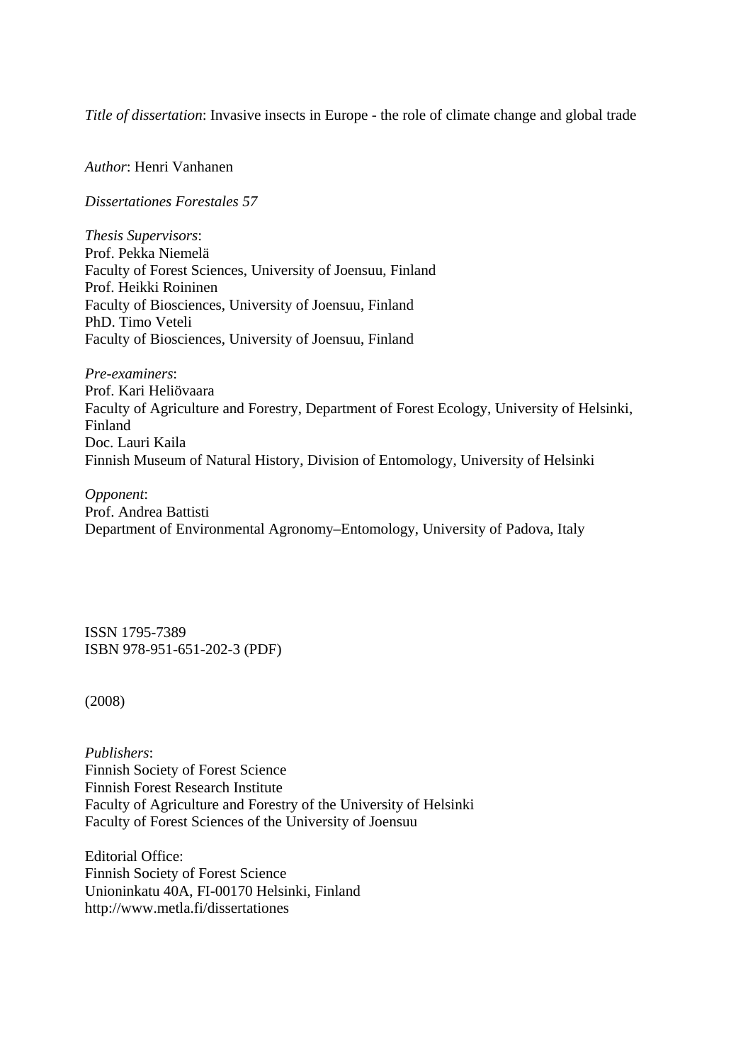*Title of dissertation*: Invasive insects in Europe - the role of climate change and global trade

*Author*: Henri Vanhanen

*Dissertationes Forestales 57*

*Thesis Supervisors*:
Prof. Pekka Niemelä
Faculty of Forest Sciences, University of Joensuu, Finland
Prof. Heikki Roininen
Faculty of Biosciences, University of Joensuu, Finland
PhD. Timo Veteli
Faculty of Biosciences, University of Joensuu, Finland

*Pre-examiners*:
Prof. Kari Heliövaara
Faculty of Agriculture and Forestry, Department of Forest Ecology, University of Helsinki, Finland
Doc. Lauri Kaila
Finnish Museum of Natural History, Division of Entomology, University of Helsinki

*Opponent*:
Prof. Andrea Battisti
Department of Environmental Agronomy–Entomology, University of Padova, Italy

ISSN 1795-7389
ISBN 978-951-651-202-3 (PDF)

(2008)

*Publishers*:
Finnish Society of Forest Science
Finnish Forest Research Institute
Faculty of Agriculture and Forestry of the University of Helsinki
Faculty of Forest Sciences of the University of Joensuu

Editorial Office:
Finnish Society of Forest Science
Unioninkatu 40A, FI-00170 Helsinki, Finland
http://www.metla.fi/dissertationes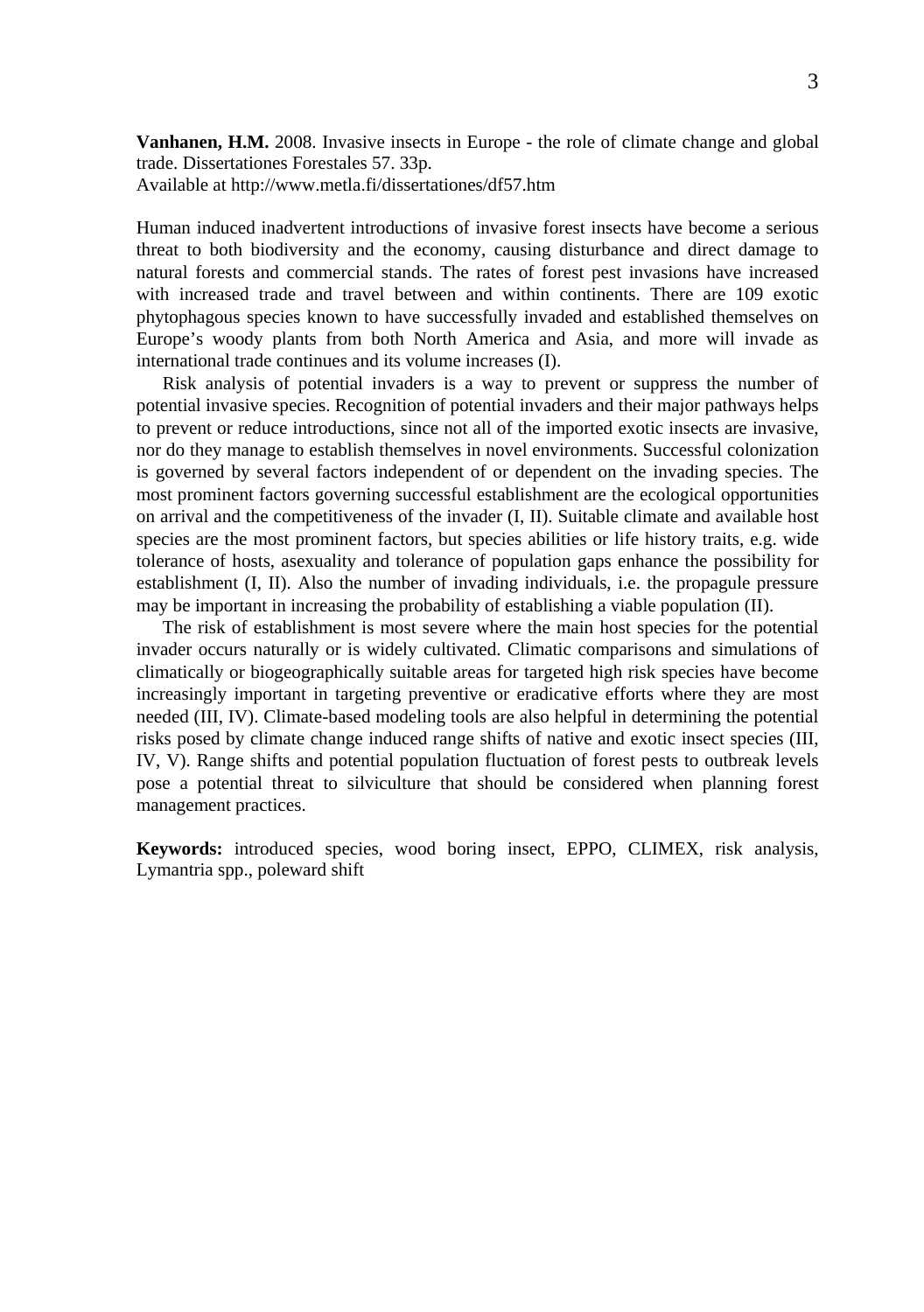**Vanhanen, H.M.** 2008. Invasive insects in Europe - the role of climate change and global trade. Dissertationes Forestales 57. 33p.
Available at http://www.metla.fi/dissertationes/df57.htm

Human induced inadvertent introductions of invasive forest insects have become a serious threat to both biodiversity and the economy, causing disturbance and direct damage to natural forests and commercial stands. The rates of forest pest invasions have increased with increased trade and travel between and within continents. There are 109 exotic phytophagous species known to have successfully invaded and established themselves on Europe's woody plants from both North America and Asia, and more will invade as international trade continues and its volume increases (I).

Risk analysis of potential invaders is a way to prevent or suppress the number of potential invasive species. Recognition of potential invaders and their major pathways helps to prevent or reduce introductions, since not all of the imported exotic insects are invasive, nor do they manage to establish themselves in novel environments. Successful colonization is governed by several factors independent of or dependent on the invading species. The most prominent factors governing successful establishment are the ecological opportunities on arrival and the competitiveness of the invader (I, II). Suitable climate and available host species are the most prominent factors, but species abilities or life history traits, e.g. wide tolerance of hosts, asexuality and tolerance of population gaps enhance the possibility for establishment (I, II). Also the number of invading individuals, i.e. the propagule pressure may be important in increasing the probability of establishing a viable population (II).

The risk of establishment is most severe where the main host species for the potential invader occurs naturally or is widely cultivated. Climatic comparisons and simulations of climatically or biogeographically suitable areas for targeted high risk species have become increasingly important in targeting preventive or eradicative efforts where they are most needed (III, IV). Climate-based modeling tools are also helpful in determining the potential risks posed by climate change induced range shifts of native and exotic insect species (III, IV, V). Range shifts and potential population fluctuation of forest pests to outbreak levels pose a potential threat to silviculture that should be considered when planning forest management practices.

**Keywords:** introduced species, wood boring insect, EPPO, CLIMEX, risk analysis, Lymantria spp., poleward shift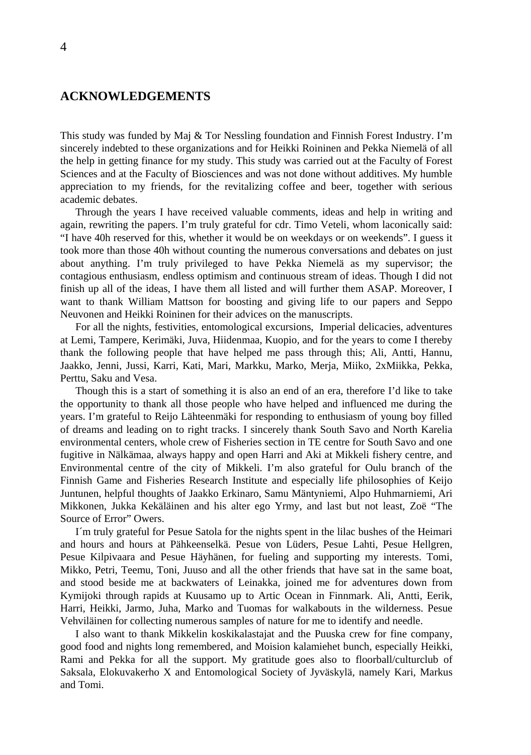## ACKNOWLEDGEMENTS

This study was funded by Maj & Tor Nessling foundation and Finnish Forest Industry. I'm sincerely indebted to these organizations and for Heikki Roininen and Pekka Niemelä of all the help in getting finance for my study. This study was carried out at the Faculty of Forest Sciences and at the Faculty of Biosciences and was not done without additives. My humble appreciation to my friends, for the revitalizing coffee and beer, together with serious academic debates.

Through the years I have received valuable comments, ideas and help in writing and again, rewriting the papers. I'm truly grateful for cdr. Timo Veteli, whom laconically said: "I have 40h reserved for this, whether it would be on weekdays or on weekends". I guess it took more than those 40h without counting the numerous conversations and debates on just about anything. I'm truly privileged to have Pekka Niemelä as my supervisor; the contagious enthusiasm, endless optimism and continuous stream of ideas. Though I did not finish up all of the ideas, I have them all listed and will further them ASAP. Moreover, I want to thank William Mattson for boosting and giving life to our papers and Seppo Neuvonen and Heikki Roininen for their advices on the manuscripts.

For all the nights, festivities, entomological excursions, Imperial delicacies, adventures at Lemi, Tampere, Kerimäki, Juva, Hiidenmaa, Kuopio, and for the years to come I thereby thank the following people that have helped me pass through this; Ali, Antti, Hannu, Jaakko, Jenni, Jussi, Karri, Kati, Mari, Markku, Marko, Merja, Miiko, 2xMiikka, Pekka, Perttu, Saku and Vesa.

Though this is a start of something it is also an end of an era, therefore I'd like to take the opportunity to thank all those people who have helped and influenced me during the years. I'm grateful to Reijo Lähteenmäki for responding to enthusiasm of young boy filled of dreams and leading on to right tracks. I sincerely thank South Savo and North Karelia environmental centers, whole crew of Fisheries section in TE centre for South Savo and one fugitive in Nälkämaa, always happy and open Harri and Aki at Mikkeli fishery centre, and Environmental centre of the city of Mikkeli. I'm also grateful for Oulu branch of the Finnish Game and Fisheries Research Institute and especially life philosophies of Keijo Juntunen, helpful thoughts of Jaakko Erkinaro, Samu Mäntyniemi, Alpo Huhmarniemi, Ari Mikkonen, Jukka Kekäläinen and his alter ego Yrmy, and last but not least, Zoë "The Source of Error" Owers.

I´m truly grateful for Pesue Satola for the nights spent in the lilac bushes of the Heimari and hours and hours at Pähkeenselkä. Pesue von Lüders, Pesue Lahti, Pesue Hellgren, Pesue Kilpivaara and Pesue Häyhänen, for fueling and supporting my interests. Tomi, Mikko, Petri, Teemu, Toni, Juuso and all the other friends that have sat in the same boat, and stood beside me at backwaters of Leinakka, joined me for adventures down from Kymijoki through rapids at Kuusamo up to Artic Ocean in Finnmark. Ali, Antti, Eerik, Harri, Heikki, Jarmo, Juha, Marko and Tuomas for walkabouts in the wilderness. Pesue Vehviläinen for collecting numerous samples of nature for me to identify and needle.

I also want to thank Mikkelin koskikalastajat and the Puuska crew for fine company, good food and nights long remembered, and Moision kalamiehet bunch, especially Heikki, Rami and Pekka for all the support. My gratitude goes also to floorball/culturclub of Saksala, Elokuvakerho X and Entomological Society of Jyväskylä, namely Kari, Markus and Tomi.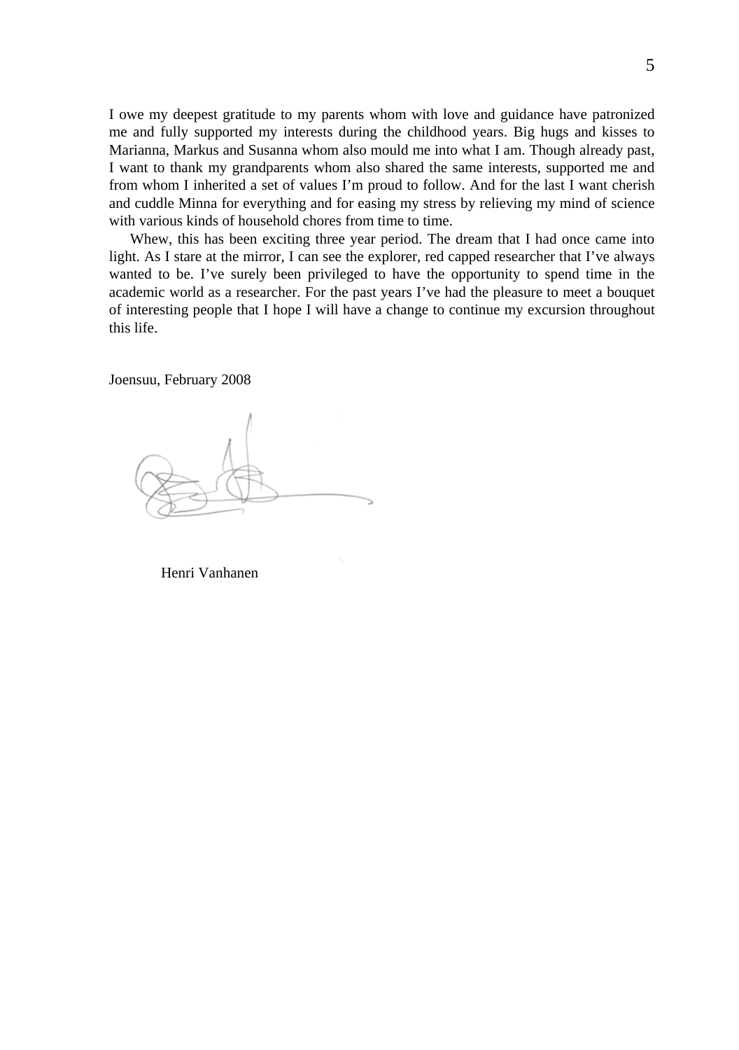I owe my deepest gratitude to my parents whom with love and guidance have patronized me and fully supported my interests during the childhood years. Big hugs and kisses to Marianna, Markus and Susanna whom also mould me into what I am. Though already past, I want to thank my grandparents whom also shared the same interests, supported me and from whom I inherited a set of values I'm proud to follow. And for the last I want cherish and cuddle Minna for everything and for easing my stress by relieving my mind of science with various kinds of household chores from time to time.

Whew, this has been exciting three year period. The dream that I had once came into light. As I stare at the mirror, I can see the explorer, red capped researcher that I've always wanted to be. I've surely been privileged to have the opportunity to spend time in the academic world as a researcher. For the past years I've had the pleasure to meet a bouquet of interesting people that I hope I will have a change to continue my excursion throughout this life.

Joensuu, February 2008

Henri Vanhanen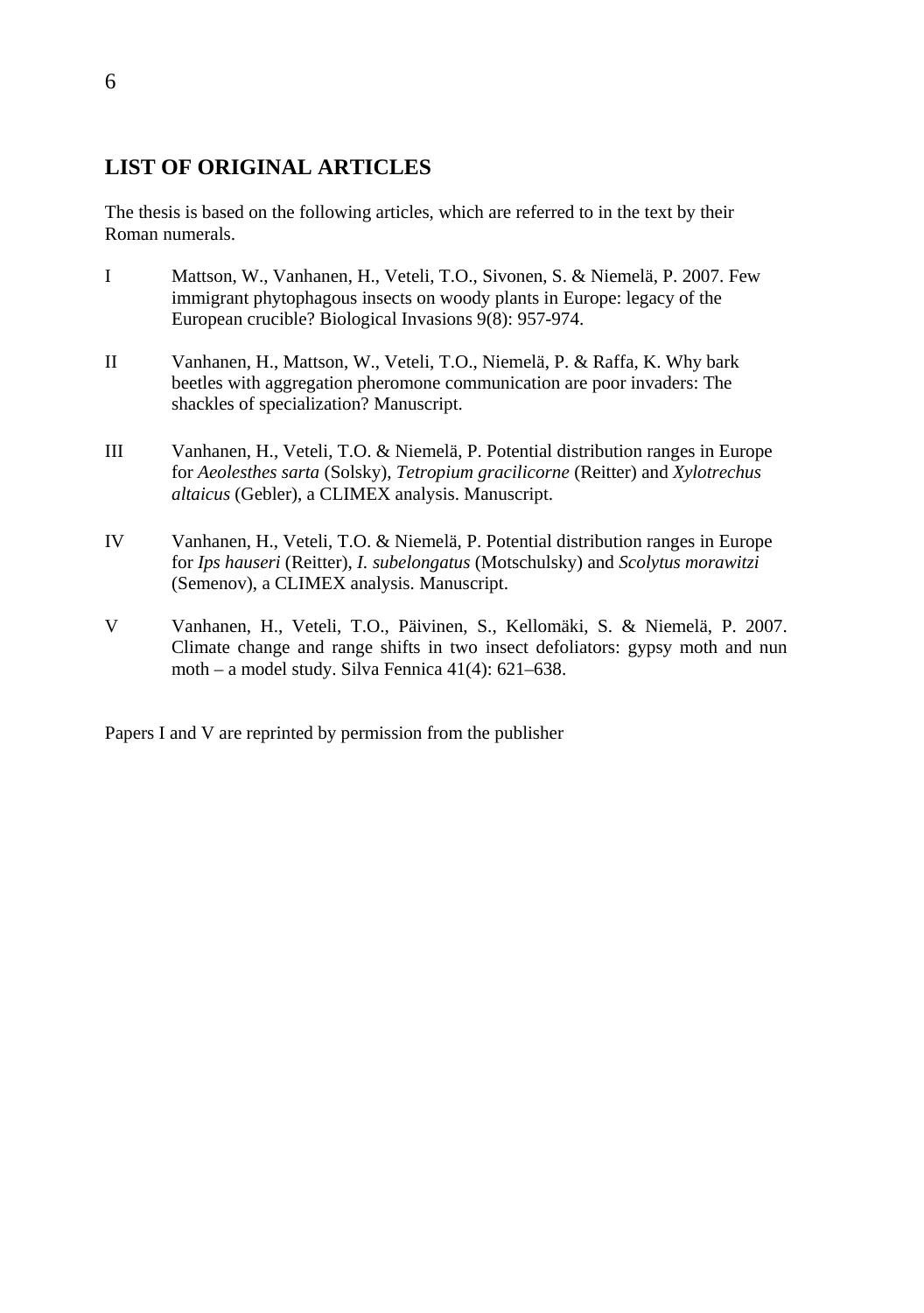## LIST OF ORIGINAL ARTICLES

The thesis is based on the following articles, which are referred to in the text by their Roman numerals.

I Mattson, W., Vanhanen, H., Veteli, T.O., Sivonen, S. & Niemelä, P. 2007. Few immigrant phytophagous insects on woody plants in Europe: legacy of the European crucible? Biological Invasions 9(8): 957-974.

II Vanhanen, H., Mattson, W., Veteli, T.O., Niemelä, P. & Raffa, K. Why bark beetles with aggregation pheromone communication are poor invaders: The shackles of specialization? Manuscript.

III Vanhanen, H., Veteli, T.O. & Niemelä, P. Potential distribution ranges in Europe for *Aeolesthes sarta* (Solsky), *Tetropium gracilicorne* (Reitter) and *Xylotrechus altaicus* (Gebler), a CLIMEX analysis. Manuscript.

IV Vanhanen, H., Veteli, T.O. & Niemelä, P. Potential distribution ranges in Europe for *Ips hauseri* (Reitter), *I. subelongatus* (Motschulsky) and *Scolytus morawitzi* (Semenov), a CLIMEX analysis. Manuscript.

V Vanhanen, H., Veteli, T.O., Päivinen, S., Kellomäki, S. & Niemelä, P. 2007. Climate change and range shifts in two insect defoliators: gypsy moth and nun moth – a model study. Silva Fennica 41(4): 621–638.

Papers I and V are reprinted by permission from the publisher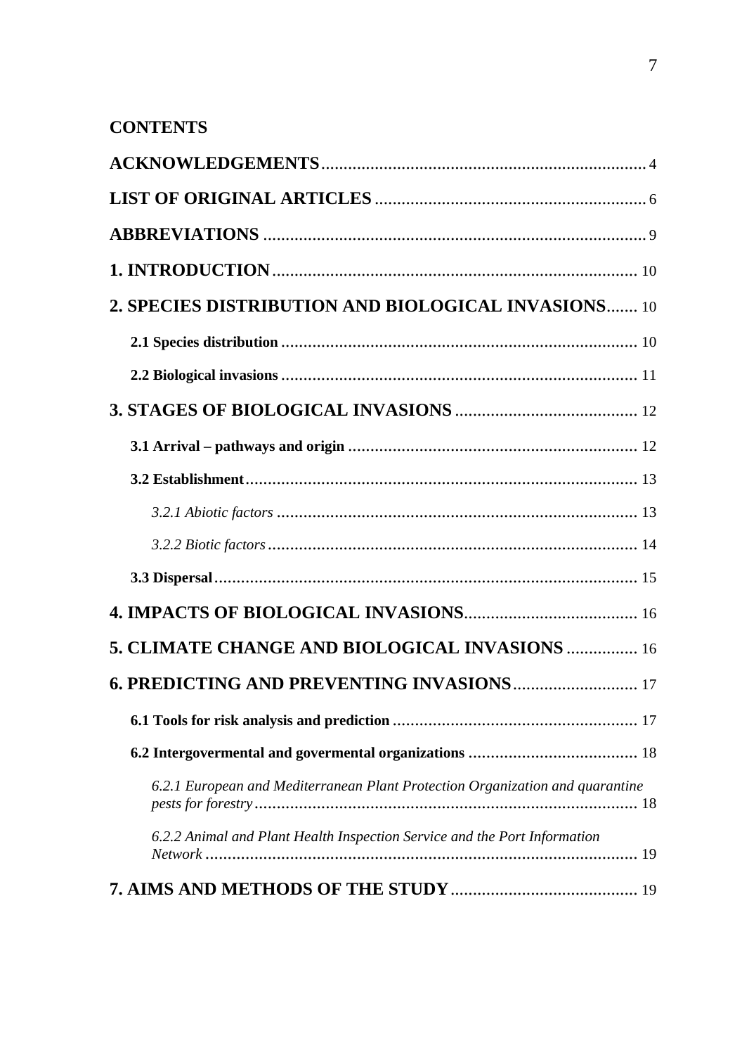## CONTENTS

**ACKNOWLEDGEMENTS** ........................................................................ 4

**LIST OF ORIGINAL ARTICLES** ............................................................ 6

**ABBREVIATIONS** ..................................................................................... 9

**1. INTRODUCTION** ................................................................................ 10

**2. SPECIES DISTRIBUTION AND BIOLOGICAL INVASIONS** ....... 10

**2.1 Species distribution** ................................................................................ 10

**2.2 Biological invasions** ................................................................................ 11

**3. STAGES OF BIOLOGICAL INVASIONS** ......................................... 12

**3.1 Arrival – pathways and origin** ................................................................. 12

**3.2 Establishment** ........................................................................................ 13

*3.2.1 Abiotic factors* ................................................................................. 13

*3.2.2 Biotic factors* ................................................................................... 14

**3.3 Dispersal** ............................................................................................... 15

**4. IMPACTS OF BIOLOGICAL INVASIONS** ....................................... 16

**5. CLIMATE CHANGE AND BIOLOGICAL INVASIONS** ................ 16

**6. PREDICTING AND PREVENTING INVASIONS** ............................ 17

**6.1 Tools for risk analysis and prediction** ....................................................... 17

**6.2 Intergovermental and govermental organizations** ...................................... 18

*6.2.1 European and Mediterranean Plant Protection Organization and quarantine pests for forestry* ...................................................................................... 18

*6.2.2 Animal and Plant Health Inspection Service and the Port Information Network* ................................................................................................. 19

**7. AIMS AND METHODS OF THE STUDY** .......................................... 19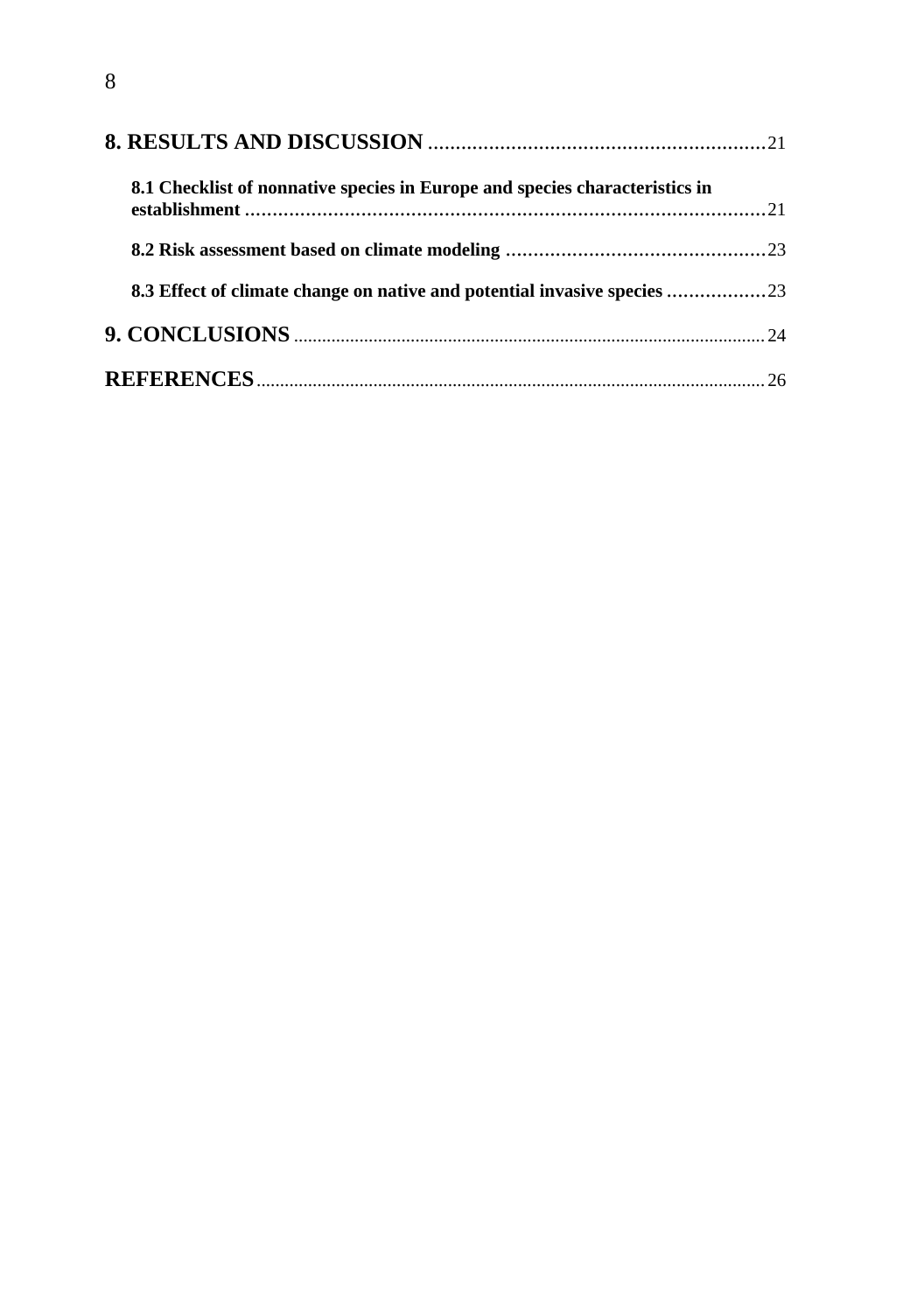**8. RESULTS AND DISCUSSION** ............................................................ 21

**8.1 Checklist of nonnative species in Europe and species characteristics in establishment** ............................................................ 21

**8.2 Risk assessment based on climate modeling** ............................................................ 23

**8.3 Effect of climate change on native and potential invasive species** ............................................................ 23

**9. CONCLUSIONS** ............................................................ 24

**REFERENCES** ............................................................ 26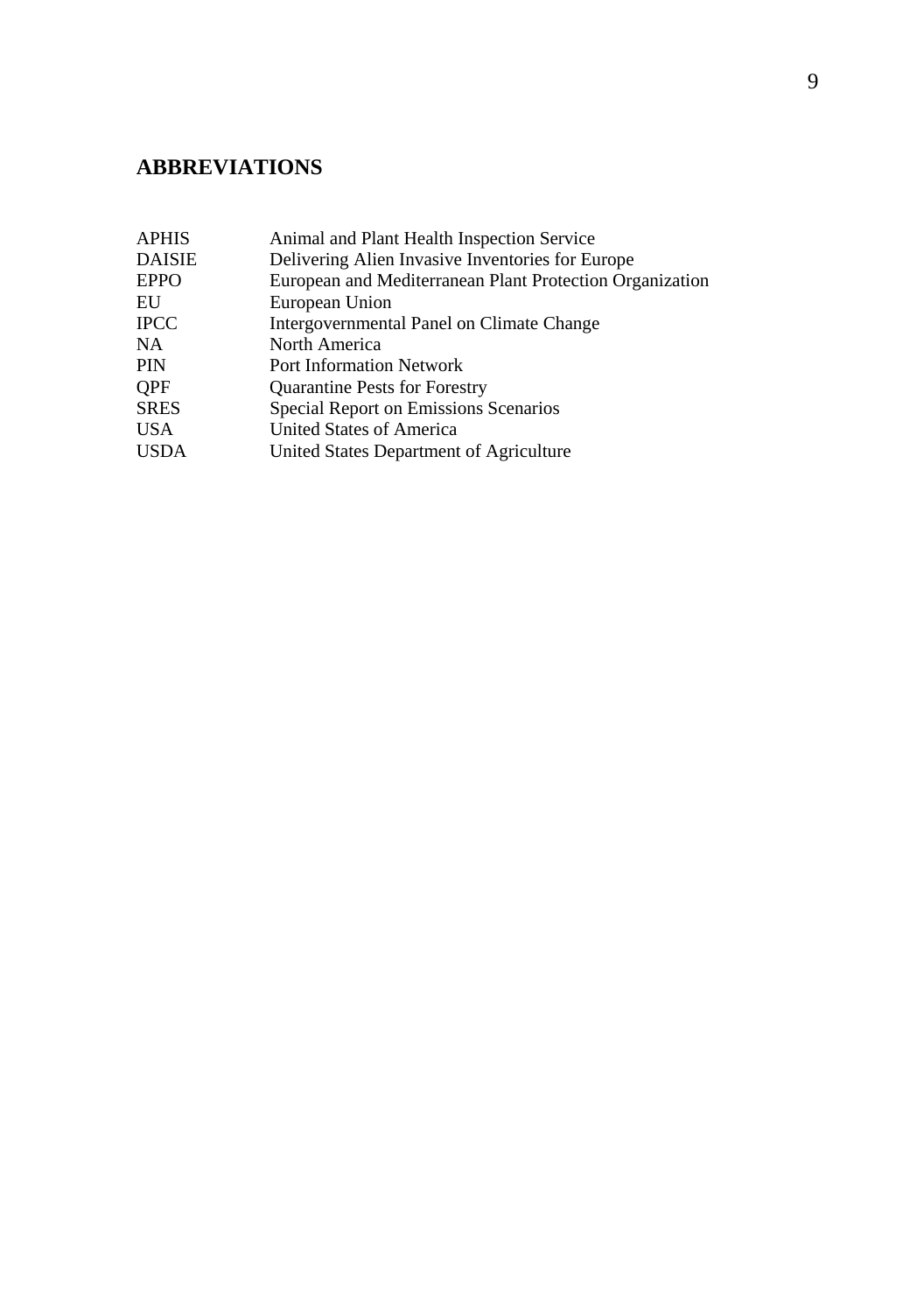## ABBREVIATIONS

| | |
|---|---|
| APHIS | Animal and Plant Health Inspection Service |
| DAISIE | Delivering Alien Invasive Inventories for Europe |
| EPPO | European and Mediterranean Plant Protection Organization |
| EU | European Union |
| IPCC | Intergovernmental Panel on Climate Change |
| NA | North America |
| PIN | Port Information Network |
| QPF | Quarantine Pests for Forestry |
| SRES | Special Report on Emissions Scenarios |
| USA | United States of America |
| USDA | United States Department of Agriculture |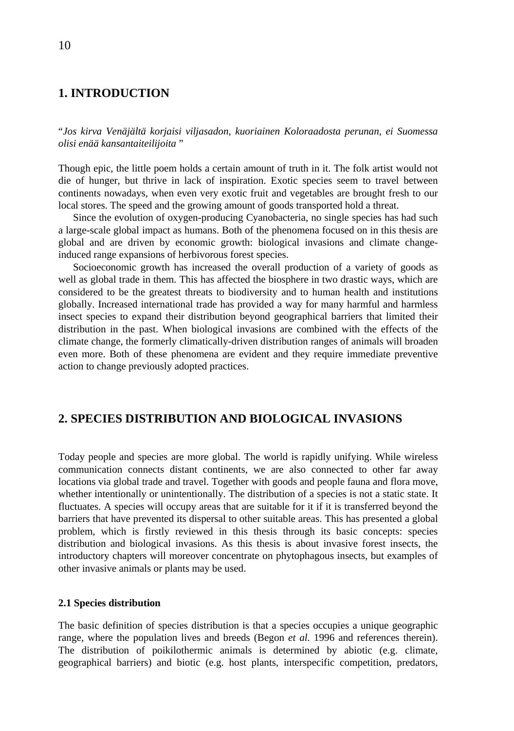# 1. INTRODUCTION

"*Jos kirva Venäjältä korjaisi viljasadon, kuoriainen Koloraadosta perunan, ei Suomessa olisi enää kansantaiteilijoita* "

Though epic, the little poem holds a certain amount of truth in it. The folk artist would not die of hunger, but thrive in lack of inspiration. Exotic species seem to travel between continents nowadays, when even very exotic fruit and vegetables are brought fresh to our local stores. The speed and the growing amount of goods transported hold a threat.

Since the evolution of oxygen-producing Cyanobacteria, no single species has had such a large-scale global impact as humans. Both of the phenomena focused on in this thesis are global and are driven by economic growth: biological invasions and climate change-induced range expansions of herbivorous forest species.

Socioeconomic growth has increased the overall production of a variety of goods as well as global trade in them. This has affected the biosphere in two drastic ways, which are considered to be the greatest threats to biodiversity and to human health and institutions globally. Increased international trade has provided a way for many harmful and harmless insect species to expand their distribution beyond geographical barriers that limited their distribution in the past. When biological invasions are combined with the effects of the climate change, the formerly climatically-driven distribution ranges of animals will broaden even more. Both of these phenomena are evident and they require immediate preventive action to change previously adopted practices.

# 2. SPECIES DISTRIBUTION AND BIOLOGICAL INVASIONS

Today people and species are more global. The world is rapidly unifying. While wireless communication connects distant continents, we are also connected to other far away locations via global trade and travel. Together with goods and people fauna and flora move, whether intentionally or unintentionally. The distribution of a species is not a static state. It fluctuates. A species will occupy areas that are suitable for it if it is transferred beyond the barriers that have prevented its dispersal to other suitable areas. This has presented a global problem, which is firstly reviewed in this thesis through its basic concepts: species distribution and biological invasions. As this thesis is about invasive forest insects, the introductory chapters will moreover concentrate on phytophagous insects, but examples of other invasive animals or plants may be used.

### 2.1 Species distribution

The basic definition of species distribution is that a species occupies a unique geographic range, where the population lives and breeds (Begon *et al.* 1996 and references therein). The distribution of poikilothermic animals is determined by abiotic (e.g. climate, geographical barriers) and biotic (e.g. host plants, interspecific competition, predators,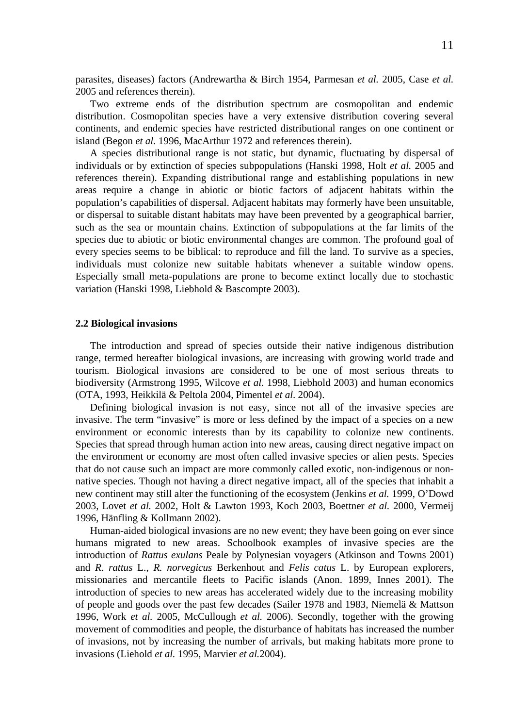parasites, diseases) factors (Andrewartha & Birch 1954, Parmesan *et al.* 2005, Case *et al.* 2005 and references therein).

Two extreme ends of the distribution spectrum are cosmopolitan and endemic distribution. Cosmopolitan species have a very extensive distribution covering several continents, and endemic species have restricted distributional ranges on one continent or island (Begon *et al.* 1996, MacArthur 1972 and references therein).

A species distributional range is not static, but dynamic, fluctuating by dispersal of individuals or by extinction of species subpopulations (Hanski 1998, Holt *et al.* 2005 and references therein). Expanding distributional range and establishing populations in new areas require a change in abiotic or biotic factors of adjacent habitats within the population's capabilities of dispersal. Adjacent habitats may formerly have been unsuitable, or dispersal to suitable distant habitats may have been prevented by a geographical barrier, such as the sea or mountain chains. Extinction of subpopulations at the far limits of the species due to abiotic or biotic environmental changes are common. The profound goal of every species seems to be biblical: to reproduce and fill the land. To survive as a species, individuals must colonize new suitable habitats whenever a suitable window opens. Especially small meta-populations are prone to become extinct locally due to stochastic variation (Hanski 1998, Liebhold & Bascompte 2003).

## 2.2 Biological invasions

The introduction and spread of species outside their native indigenous distribution range, termed hereafter biological invasions, are increasing with growing world trade and tourism. Biological invasions are considered to be one of most serious threats to biodiversity (Armstrong 1995, Wilcove *et al.* 1998, Liebhold 2003) and human economics (OTA, 1993, Heikkilä & Peltola 2004, Pimentel *et al.* 2004).

Defining biological invasion is not easy, since not all of the invasive species are invasive. The term "invasive" is more or less defined by the impact of a species on a new environment or economic interests than by its capability to colonize new continents. Species that spread through human action into new areas, causing direct negative impact on the environment or economy are most often called invasive species or alien pests. Species that do not cause such an impact are more commonly called exotic, non-indigenous or non-native species. Though not having a direct negative impact, all of the species that inhabit a new continent may still alter the functioning of the ecosystem (Jenkins *et al.* 1999, O'Dowd 2003, Lovet *et al.* 2002, Holt & Lawton 1993, Koch 2003, Boettner *et al.* 2000, Vermeij 1996, Hänfling & Kollmann 2002).

Human-aided biological invasions are no new event; they have been going on ever since humans migrated to new areas. Schoolbook examples of invasive species are the introduction of *Rattus exulans* Peale by Polynesian voyagers (Atkinson and Towns 2001) and *R. rattus* L., *R. norvegicus* Berkenhout and *Felis catus* L. by European explorers, missionaries and mercantile fleets to Pacific islands (Anon. 1899, Innes 2001). The introduction of species to new areas has accelerated widely due to the increasing mobility of people and goods over the past few decades (Sailer 1978 and 1983, Niemelä & Mattson 1996, Work *et al.* 2005, McCullough *et al.* 2006). Secondly, together with the growing movement of commodities and people, the disturbance of habitats has increased the number of invasions, not by increasing the number of arrivals, but making habitats more prone to invasions (Liehold *et al.* 1995, Marvier *et al.*2004).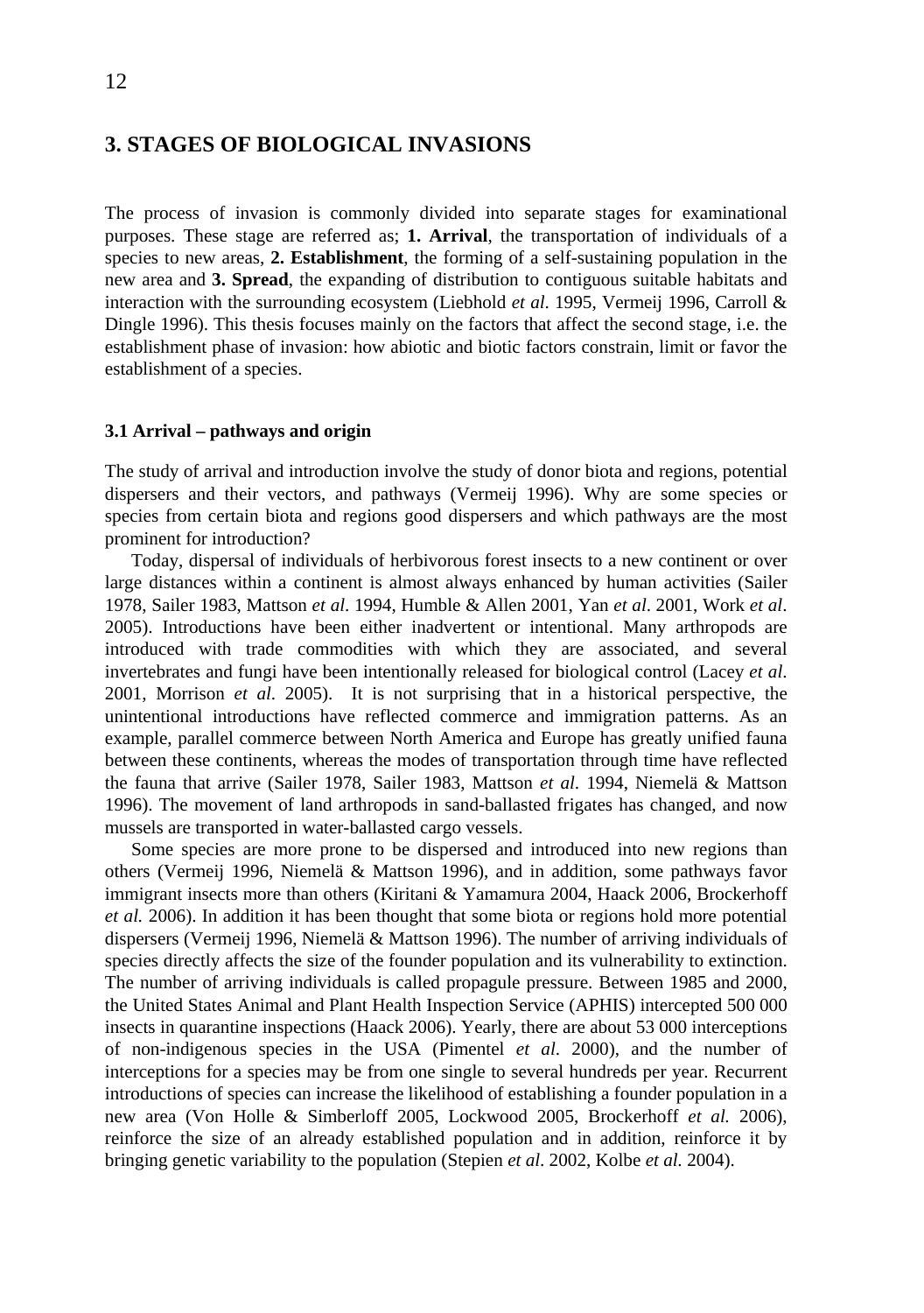## 3. STAGES OF BIOLOGICAL INVASIONS

The process of invasion is commonly divided into separate stages for examinational purposes. These stage are referred as; **1. Arrival**, the transportation of individuals of a species to new areas, **2. Establishment**, the forming of a self-sustaining population in the new area and **3. Spread**, the expanding of distribution to contiguous suitable habitats and interaction with the surrounding ecosystem (Liebhold *et al*. 1995, Vermeij 1996, Carroll & Dingle 1996). This thesis focuses mainly on the factors that affect the second stage, i.e. the establishment phase of invasion: how abiotic and biotic factors constrain, limit or favor the establishment of a species.

### 3.1 Arrival – pathways and origin

The study of arrival and introduction involve the study of donor biota and regions, potential dispersers and their vectors, and pathways (Vermeij 1996). Why are some species or species from certain biota and regions good dispersers and which pathways are the most prominent for introduction?

Today, dispersal of individuals of herbivorous forest insects to a new continent or over large distances within a continent is almost always enhanced by human activities (Sailer 1978, Sailer 1983, Mattson *et al*. 1994, Humble & Allen 2001, Yan *et al*. 2001, Work *et al*. 2005). Introductions have been either inadvertent or intentional. Many arthropods are introduced with trade commodities with which they are associated, and several invertebrates and fungi have been intentionally released for biological control (Lacey *et al*. 2001, Morrison *et al*. 2005). It is not surprising that in a historical perspective, the unintentional introductions have reflected commerce and immigration patterns. As an example, parallel commerce between North America and Europe has greatly unified fauna between these continents, whereas the modes of transportation through time have reflected the fauna that arrive (Sailer 1978, Sailer 1983, Mattson *et al*. 1994, Niemelä & Mattson 1996). The movement of land arthropods in sand-ballasted frigates has changed, and now mussels are transported in water-ballasted cargo vessels.

Some species are more prone to be dispersed and introduced into new regions than others (Vermeij 1996, Niemelä & Mattson 1996), and in addition, some pathways favor immigrant insects more than others (Kiritani & Yamamura 2004, Haack 2006, Brockerhoff *et al.* 2006). In addition it has been thought that some biota or regions hold more potential dispersers (Vermeij 1996, Niemelä & Mattson 1996). The number of arriving individuals of species directly affects the size of the founder population and its vulnerability to extinction. The number of arriving individuals is called propagule pressure. Between 1985 and 2000, the United States Animal and Plant Health Inspection Service (APHIS) intercepted 500 000 insects in quarantine inspections (Haack 2006). Yearly, there are about 53 000 interceptions of non-indigenous species in the USA (Pimentel *et al*. 2000), and the number of interceptions for a species may be from one single to several hundreds per year. Recurrent introductions of species can increase the likelihood of establishing a founder population in a new area (Von Holle & Simberloff 2005, Lockwood 2005, Brockerhoff *et al.* 2006), reinforce the size of an already established population and in addition, reinforce it by bringing genetic variability to the population (Stepien *et al*. 2002, Kolbe *et al.* 2004).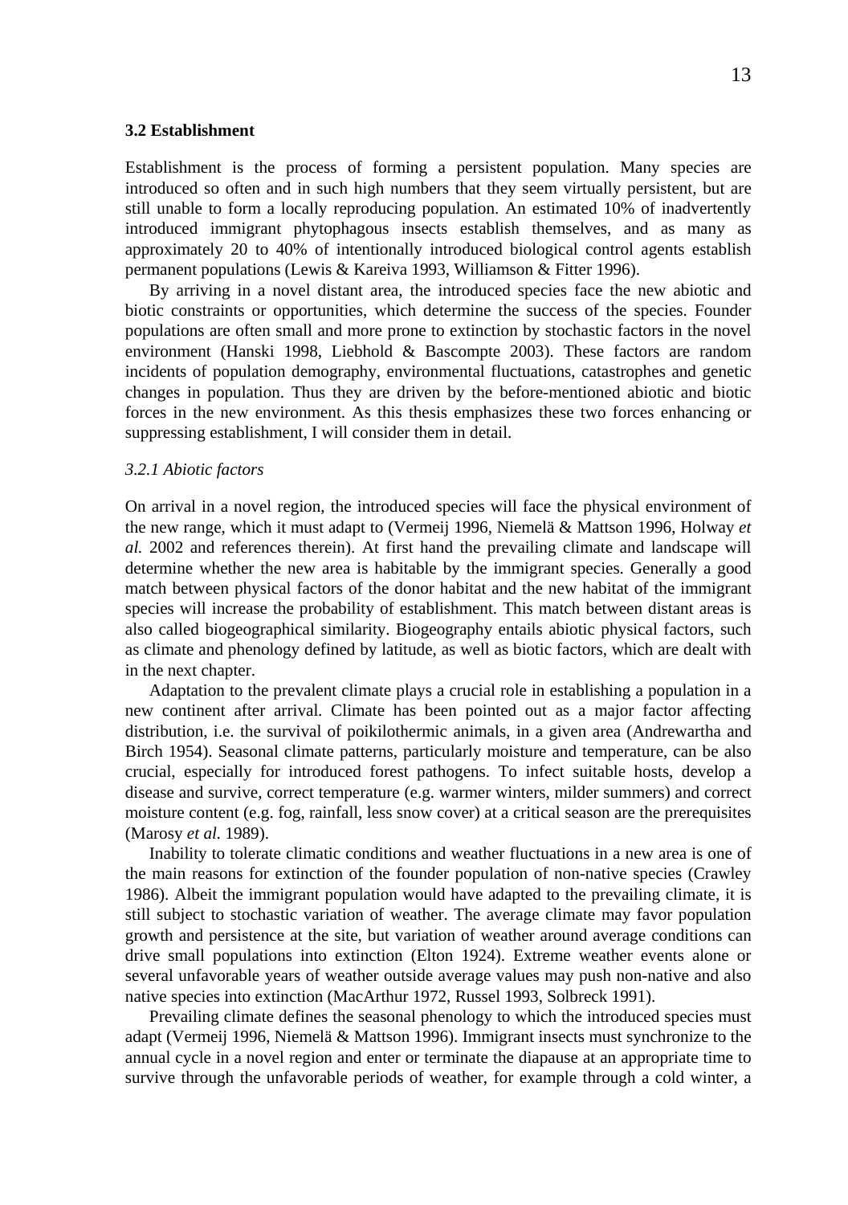### 3.2 Establishment

Establishment is the process of forming a persistent population. Many species are introduced so often and in such high numbers that they seem virtually persistent, but are still unable to form a locally reproducing population. An estimated 10% of inadvertently introduced immigrant phytophagous insects establish themselves, and as many as approximately 20 to 40% of intentionally introduced biological control agents establish permanent populations (Lewis & Kareiva 1993, Williamson & Fitter 1996).

By arriving in a novel distant area, the introduced species face the new abiotic and biotic constraints or opportunities, which determine the success of the species. Founder populations are often small and more prone to extinction by stochastic factors in the novel environment (Hanski 1998, Liebhold & Bascompte 2003). These factors are random incidents of population demography, environmental fluctuations, catastrophes and genetic changes in population. Thus they are driven by the before-mentioned abiotic and biotic forces in the new environment. As this thesis emphasizes these two forces enhancing or suppressing establishment, I will consider them in detail.

#### *3.2.1 Abiotic factors*

On arrival in a novel region, the introduced species will face the physical environment of the new range, which it must adapt to (Vermeij 1996, Niemelä & Mattson 1996, Holway *et al.* 2002 and references therein). At first hand the prevailing climate and landscape will determine whether the new area is habitable by the immigrant species. Generally a good match between physical factors of the donor habitat and the new habitat of the immigrant species will increase the probability of establishment. This match between distant areas is also called biogeographical similarity. Biogeography entails abiotic physical factors, such as climate and phenology defined by latitude, as well as biotic factors, which are dealt with in the next chapter.

Adaptation to the prevalent climate plays a crucial role in establishing a population in a new continent after arrival. Climate has been pointed out as a major factor affecting distribution, i.e. the survival of poikilothermic animals, in a given area (Andrewartha and Birch 1954). Seasonal climate patterns, particularly moisture and temperature, can be also crucial, especially for introduced forest pathogens. To infect suitable hosts, develop a disease and survive, correct temperature (e.g. warmer winters, milder summers) and correct moisture content (e.g. fog, rainfall, less snow cover) at a critical season are the prerequisites (Marosy *et al.* 1989).

Inability to tolerate climatic conditions and weather fluctuations in a new area is one of the main reasons for extinction of the founder population of non-native species (Crawley 1986). Albeit the immigrant population would have adapted to the prevailing climate, it is still subject to stochastic variation of weather. The average climate may favor population growth and persistence at the site, but variation of weather around average conditions can drive small populations into extinction (Elton 1924). Extreme weather events alone or several unfavorable years of weather outside average values may push non-native and also native species into extinction (MacArthur 1972, Russel 1993, Solbreck 1991).

Prevailing climate defines the seasonal phenology to which the introduced species must adapt (Vermeij 1996, Niemelä & Mattson 1996). Immigrant insects must synchronize to the annual cycle in a novel region and enter or terminate the diapause at an appropriate time to survive through the unfavorable periods of weather, for example through a cold winter, a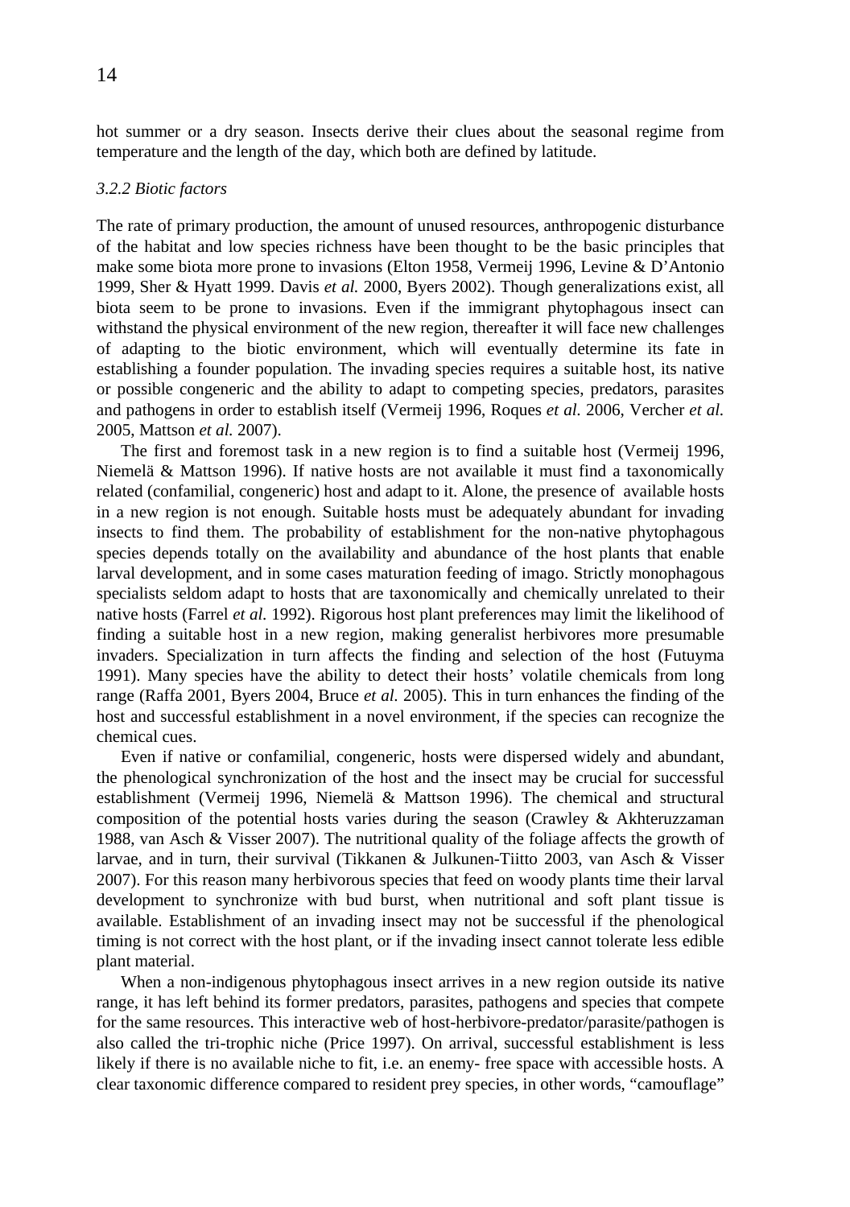hot summer or a dry season. Insects derive their clues about the seasonal regime from temperature and the length of the day, which both are defined by latitude.

### *3.2.2 Biotic factors*

The rate of primary production, the amount of unused resources, anthropogenic disturbance of the habitat and low species richness have been thought to be the basic principles that make some biota more prone to invasions (Elton 1958, Vermeij 1996, Levine & D'Antonio 1999, Sher & Hyatt 1999. Davis *et al.* 2000, Byers 2002). Though generalizations exist, all biota seem to be prone to invasions. Even if the immigrant phytophagous insect can withstand the physical environment of the new region, thereafter it will face new challenges of adapting to the biotic environment, which will eventually determine its fate in establishing a founder population. The invading species requires a suitable host, its native or possible congeneric and the ability to adapt to competing species, predators, parasites and pathogens in order to establish itself (Vermeij 1996, Roques *et al.* 2006, Vercher *et al.* 2005, Mattson *et al.* 2007).

The first and foremost task in a new region is to find a suitable host (Vermeij 1996, Niemelä & Mattson 1996). If native hosts are not available it must find a taxonomically related (confamilial, congeneric) host and adapt to it. Alone, the presence of available hosts in a new region is not enough. Suitable hosts must be adequately abundant for invading insects to find them. The probability of establishment for the non-native phytophagous species depends totally on the availability and abundance of the host plants that enable larval development, and in some cases maturation feeding of imago. Strictly monophagous specialists seldom adapt to hosts that are taxonomically and chemically unrelated to their native hosts (Farrel *et al.* 1992). Rigorous host plant preferences may limit the likelihood of finding a suitable host in a new region, making generalist herbivores more presumable invaders. Specialization in turn affects the finding and selection of the host (Futuyma 1991). Many species have the ability to detect their hosts' volatile chemicals from long range (Raffa 2001, Byers 2004, Bruce *et al.* 2005). This in turn enhances the finding of the host and successful establishment in a novel environment, if the species can recognize the chemical cues.

Even if native or confamilial, congeneric, hosts were dispersed widely and abundant, the phenological synchronization of the host and the insect may be crucial for successful establishment (Vermeij 1996, Niemelä & Mattson 1996). The chemical and structural composition of the potential hosts varies during the season (Crawley & Akhteruzzaman 1988, van Asch & Visser 2007). The nutritional quality of the foliage affects the growth of larvae, and in turn, their survival (Tikkanen & Julkunen-Tiitto 2003, van Asch & Visser 2007). For this reason many herbivorous species that feed on woody plants time their larval development to synchronize with bud burst, when nutritional and soft plant tissue is available. Establishment of an invading insect may not be successful if the phenological timing is not correct with the host plant, or if the invading insect cannot tolerate less edible plant material.

When a non-indigenous phytophagous insect arrives in a new region outside its native range, it has left behind its former predators, parasites, pathogens and species that compete for the same resources. This interactive web of host-herbivore-predator/parasite/pathogen is also called the tri-trophic niche (Price 1997). On arrival, successful establishment is less likely if there is no available niche to fit, i.e. an enemy- free space with accessible hosts. A clear taxonomic difference compared to resident prey species, in other words, "camouflage"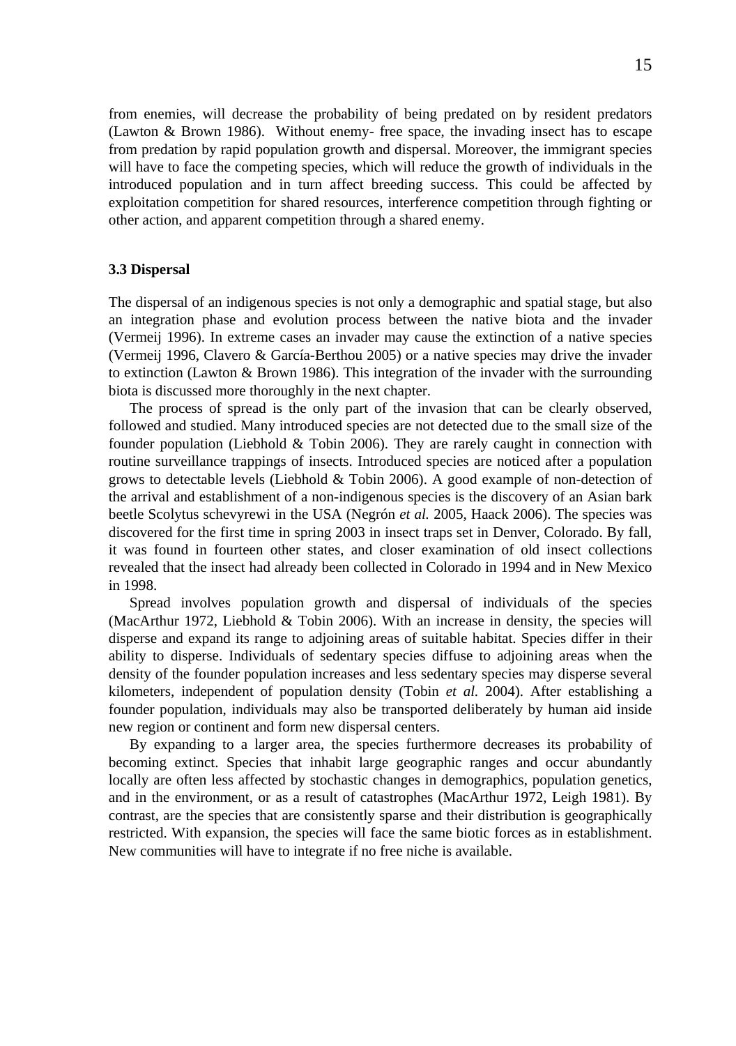from enemies, will decrease the probability of being predated on by resident predators (Lawton & Brown 1986). Without enemy- free space, the invading insect has to escape from predation by rapid population growth and dispersal. Moreover, the immigrant species will have to face the competing species, which will reduce the growth of individuals in the introduced population and in turn affect breeding success. This could be affected by exploitation competition for shared resources, interference competition through fighting or other action, and apparent competition through a shared enemy.

### 3.3 Dispersal

The dispersal of an indigenous species is not only a demographic and spatial stage, but also an integration phase and evolution process between the native biota and the invader (Vermeij 1996). In extreme cases an invader may cause the extinction of a native species (Vermeij 1996, Clavero & García-Berthou 2005) or a native species may drive the invader to extinction (Lawton & Brown 1986). This integration of the invader with the surrounding biota is discussed more thoroughly in the next chapter.

The process of spread is the only part of the invasion that can be clearly observed, followed and studied. Many introduced species are not detected due to the small size of the founder population (Liebhold & Tobin 2006). They are rarely caught in connection with routine surveillance trappings of insects. Introduced species are noticed after a population grows to detectable levels (Liebhold & Tobin 2006). A good example of non-detection of the arrival and establishment of a non-indigenous species is the discovery of an Asian bark beetle Scolytus schevyrewi in the USA (Negrón *et al.* 2005, Haack 2006). The species was discovered for the first time in spring 2003 in insect traps set in Denver, Colorado. By fall, it was found in fourteen other states, and closer examination of old insect collections revealed that the insect had already been collected in Colorado in 1994 and in New Mexico in 1998.

Spread involves population growth and dispersal of individuals of the species (MacArthur 1972, Liebhold & Tobin 2006). With an increase in density, the species will disperse and expand its range to adjoining areas of suitable habitat. Species differ in their ability to disperse. Individuals of sedentary species diffuse to adjoining areas when the density of the founder population increases and less sedentary species may disperse several kilometers, independent of population density (Tobin *et al.* 2004). After establishing a founder population, individuals may also be transported deliberately by human aid inside new region or continent and form new dispersal centers.

By expanding to a larger area, the species furthermore decreases its probability of becoming extinct. Species that inhabit large geographic ranges and occur abundantly locally are often less affected by stochastic changes in demographics, population genetics, and in the environment, or as a result of catastrophes (MacArthur 1972, Leigh 1981). By contrast, are the species that are consistently sparse and their distribution is geographically restricted. With expansion, the species will face the same biotic forces as in establishment. New communities will have to integrate if no free niche is available.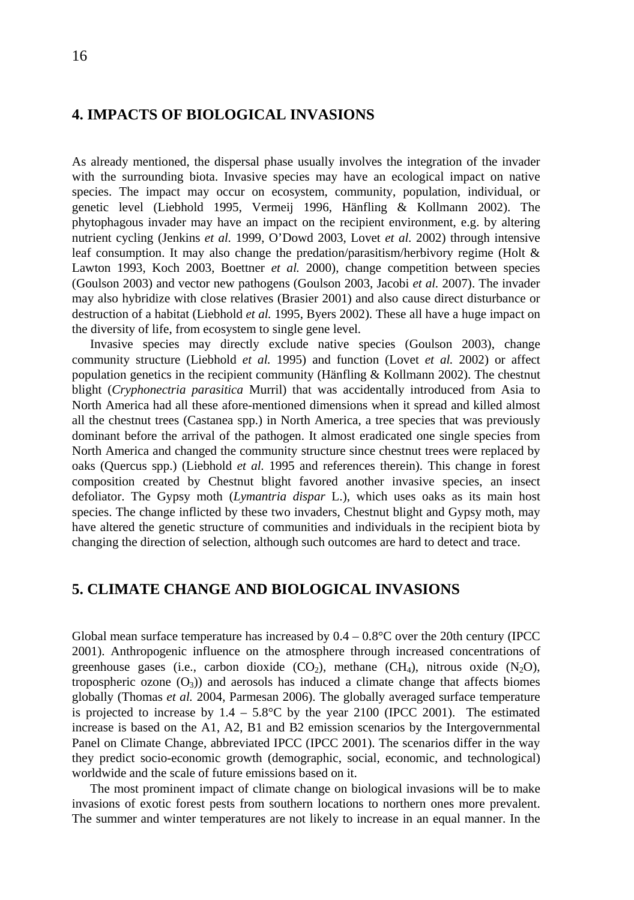## 4. IMPACTS OF BIOLOGICAL INVASIONS

As already mentioned, the dispersal phase usually involves the integration of the invader with the surrounding biota. Invasive species may have an ecological impact on native species. The impact may occur on ecosystem, community, population, individual, or genetic level (Liebhold 1995, Vermeij 1996, Hänfling & Kollmann 2002). The phytophagous invader may have an impact on the recipient environment, e.g. by altering nutrient cycling (Jenkins *et al.* 1999, O'Dowd 2003, Lovet *et al.* 2002) through intensive leaf consumption. It may also change the predation/parasitism/herbivory regime (Holt & Lawton 1993, Koch 2003, Boettner *et al.* 2000), change competition between species (Goulson 2003) and vector new pathogens (Goulson 2003, Jacobi *et al.* 2007). The invader may also hybridize with close relatives (Brasier 2001) and also cause direct disturbance or destruction of a habitat (Liebhold *et al.* 1995, Byers 2002). These all have a huge impact on the diversity of life, from ecosystem to single gene level.

Invasive species may directly exclude native species (Goulson 2003), change community structure (Liebhold *et al.* 1995) and function (Lovet *et al.* 2002) or affect population genetics in the recipient community (Hänfling & Kollmann 2002). The chestnut blight (*Cryphonectria parasitica* Murril) that was accidentally introduced from Asia to North America had all these afore-mentioned dimensions when it spread and killed almost all the chestnut trees (Castanea spp.) in North America, a tree species that was previously dominant before the arrival of the pathogen. It almost eradicated one single species from North America and changed the community structure since chestnut trees were replaced by oaks (Quercus spp.) (Liebhold *et al.* 1995 and references therein). This change in forest composition created by Chestnut blight favored another invasive species, an insect defoliator. The Gypsy moth (*Lymantria dispar* L.), which uses oaks as its main host species. The change inflicted by these two invaders, Chestnut blight and Gypsy moth, may have altered the genetic structure of communities and individuals in the recipient biota by changing the direction of selection, although such outcomes are hard to detect and trace.

## 5. CLIMATE CHANGE AND BIOLOGICAL INVASIONS

Global mean surface temperature has increased by 0.4 – 0.8°C over the 20th century (IPCC 2001). Anthropogenic influence on the atmosphere through increased concentrations of greenhouse gases (i.e., carbon dioxide ($CO_2$), methane ($CH_4$), nitrous oxide ($N_2O$), tropospheric ozone ($O_3$)) and aerosols has induced a climate change that affects biomes globally (Thomas *et al.* 2004, Parmesan 2006). The globally averaged surface temperature is projected to increase by 1.4 – 5.8°C by the year 2100 (IPCC 2001). The estimated increase is based on the A1, A2, B1 and B2 emission scenarios by the Intergovernmental Panel on Climate Change, abbreviated IPCC (IPCC 2001). The scenarios differ in the way they predict socio-economic growth (demographic, social, economic, and technological) worldwide and the scale of future emissions based on it.

The most prominent impact of climate change on biological invasions will be to make invasions of exotic forest pests from southern locations to northern ones more prevalent. The summer and winter temperatures are not likely to increase in an equal manner. In the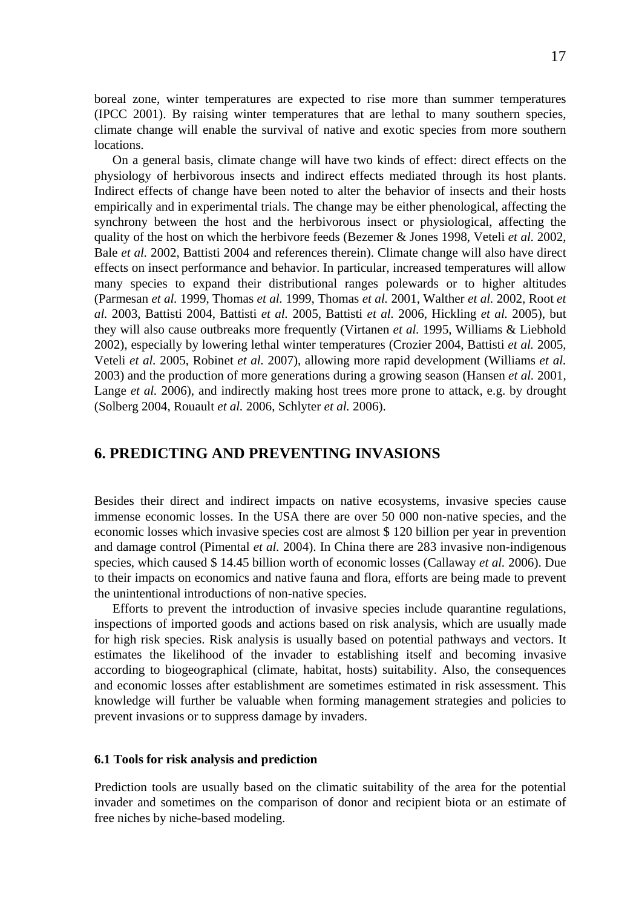boreal zone, winter temperatures are expected to rise more than summer temperatures (IPCC 2001). By raising winter temperatures that are lethal to many southern species, climate change will enable the survival of native and exotic species from more southern locations.

On a general basis, climate change will have two kinds of effect: direct effects on the physiology of herbivorous insects and indirect effects mediated through its host plants. Indirect effects of change have been noted to alter the behavior of insects and their hosts empirically and in experimental trials. The change may be either phenological, affecting the synchrony between the host and the herbivorous insect or physiological, affecting the quality of the host on which the herbivore feeds (Bezemer & Jones 1998, Veteli *et al.* 2002, Bale *et al.* 2002, Battisti 2004 and references therein). Climate change will also have direct effects on insect performance and behavior. In particular, increased temperatures will allow many species to expand their distributional ranges polewards or to higher altitudes (Parmesan *et al.* 1999, Thomas *et al.* 1999, Thomas *et al.* 2001, Walther *et al.* 2002, Root *et al.* 2003, Battisti 2004, Battisti *et al.* 2005, Battisti *et al.* 2006, Hickling *et al.* 2005), but they will also cause outbreaks more frequently (Virtanen *et al.* 1995, Williams & Liebhold 2002), especially by lowering lethal winter temperatures (Crozier 2004, Battisti *et al.* 2005, Veteli *et al.* 2005, Robinet *et al.* 2007), allowing more rapid development (Williams *et al.* 2003) and the production of more generations during a growing season (Hansen *et al.* 2001, Lange *et al.* 2006), and indirectly making host trees more prone to attack, e.g. by drought (Solberg 2004, Rouault *et al.* 2006, Schlyter *et al.* 2006).

## 6. PREDICTING AND PREVENTING INVASIONS

Besides their direct and indirect impacts on native ecosystems, invasive species cause immense economic losses. In the USA there are over 50 000 non-native species, and the economic losses which invasive species cost are almost $ 120 billion per year in prevention and damage control (Pimental *et al.* 2004). In China there are 283 invasive non-indigenous species, which caused $ 14.45 billion worth of economic losses (Callaway *et al.* 2006). Due to their impacts on economics and native fauna and flora, efforts are being made to prevent the unintentional introductions of non-native species.

Efforts to prevent the introduction of invasive species include quarantine regulations, inspections of imported goods and actions based on risk analysis, which are usually made for high risk species. Risk analysis is usually based on potential pathways and vectors. It estimates the likelihood of the invader to establishing itself and becoming invasive according to biogeographical (climate, habitat, hosts) suitability. Also, the consequences and economic losses after establishment are sometimes estimated in risk assessment. This knowledge will further be valuable when forming management strategies and policies to prevent invasions or to suppress damage by invaders.

### 6.1 Tools for risk analysis and prediction

Prediction tools are usually based on the climatic suitability of the area for the potential invader and sometimes on the comparison of donor and recipient biota or an estimate of free niches by niche-based modeling.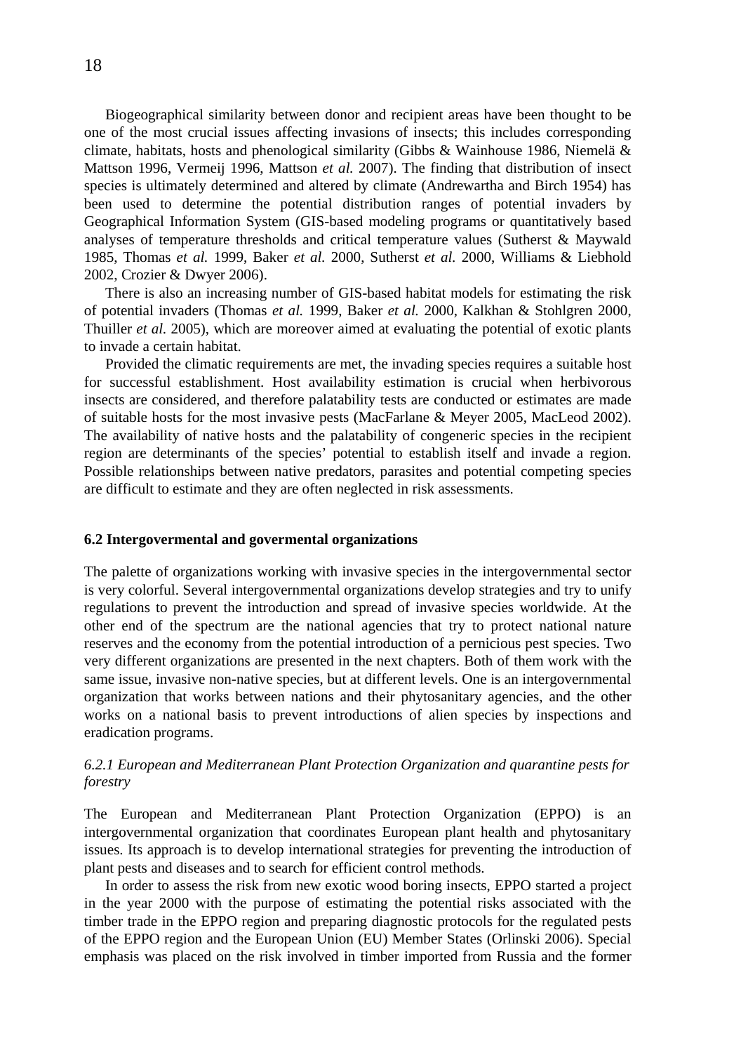Biogeographical similarity between donor and recipient areas have been thought to be one of the most crucial issues affecting invasions of insects; this includes corresponding climate, habitats, hosts and phenological similarity (Gibbs & Wainhouse 1986, Niemelä & Mattson 1996, Vermeij 1996, Mattson *et al.* 2007). The finding that distribution of insect species is ultimately determined and altered by climate (Andrewartha and Birch 1954) has been used to determine the potential distribution ranges of potential invaders by Geographical Information System (GIS-based modeling programs or quantitatively based analyses of temperature thresholds and critical temperature values (Sutherst & Maywald 1985, Thomas *et al.* 1999, Baker *et al.* 2000, Sutherst *et al.* 2000, Williams & Liebhold 2002, Crozier & Dwyer 2006).

There is also an increasing number of GIS-based habitat models for estimating the risk of potential invaders (Thomas *et al.* 1999, Baker *et al.* 2000, Kalkhan & Stohlgren 2000, Thuiller *et al.* 2005), which are moreover aimed at evaluating the potential of exotic plants to invade a certain habitat.

Provided the climatic requirements are met, the invading species requires a suitable host for successful establishment. Host availability estimation is crucial when herbivorous insects are considered, and therefore palatability tests are conducted or estimates are made of suitable hosts for the most invasive pests (MacFarlane & Meyer 2005, MacLeod 2002). The availability of native hosts and the palatability of congeneric species in the recipient region are determinants of the species' potential to establish itself and invade a region. Possible relationships between native predators, parasites and potential competing species are difficult to estimate and they are often neglected in risk assessments.

### 6.2 Intergovermental and govermental organizations

The palette of organizations working with invasive species in the intergovernmental sector is very colorful. Several intergovernmental organizations develop strategies and try to unify regulations to prevent the introduction and spread of invasive species worldwide. At the other end of the spectrum are the national agencies that try to protect national nature reserves and the economy from the potential introduction of a pernicious pest species. Two very different organizations are presented in the next chapters. Both of them work with the same issue, invasive non-native species, but at different levels. One is an intergovernmental organization that works between nations and their phytosanitary agencies, and the other works on a national basis to prevent introductions of alien species by inspections and eradication programs.

#### *6.2.1 European and Mediterranean Plant Protection Organization and quarantine pests for forestry*

The European and Mediterranean Plant Protection Organization (EPPO) is an intergovernmental organization that coordinates European plant health and phytosanitary issues. Its approach is to develop international strategies for preventing the introduction of plant pests and diseases and to search for efficient control methods.

In order to assess the risk from new exotic wood boring insects, EPPO started a project in the year 2000 with the purpose of estimating the potential risks associated with the timber trade in the EPPO region and preparing diagnostic protocols for the regulated pests of the EPPO region and the European Union (EU) Member States (Orlinski 2006). Special emphasis was placed on the risk involved in timber imported from Russia and the former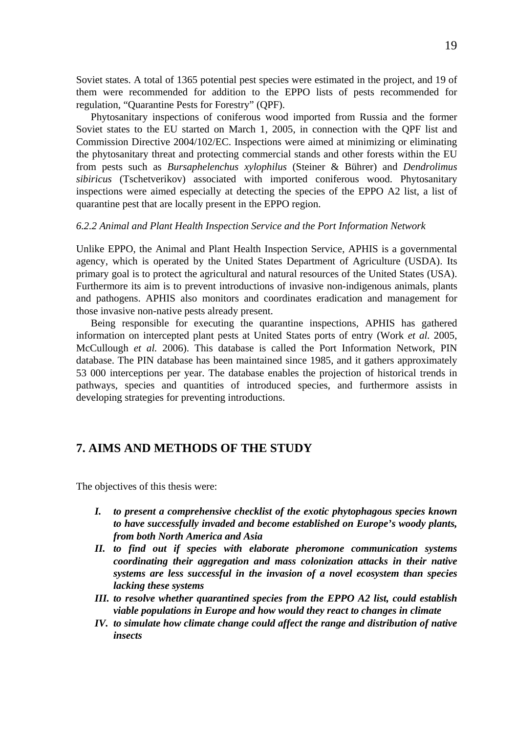Soviet states. A total of 1365 potential pest species were estimated in the project, and 19 of them were recommended for addition to the EPPO lists of pests recommended for regulation, "Quarantine Pests for Forestry" (QPF).

Phytosanitary inspections of coniferous wood imported from Russia and the former Soviet states to the EU started on March 1, 2005, in connection with the QPF list and Commission Directive 2004/102/EC. Inspections were aimed at minimizing or eliminating the phytosanitary threat and protecting commercial stands and other forests within the EU from pests such as *Bursaphelenchus xylophilus* (Steiner & Bührer) and *Dendrolimus sibiricus* (Tschetverikov) associated with imported coniferous wood. Phytosanitary inspections were aimed especially at detecting the species of the EPPO A2 list, a list of quarantine pest that are locally present in the EPPO region.

*6.2.2 Animal and Plant Health Inspection Service and the Port Information Network*

Unlike EPPO, the Animal and Plant Health Inspection Service, APHIS is a governmental agency, which is operated by the United States Department of Agriculture (USDA). Its primary goal is to protect the agricultural and natural resources of the United States (USA). Furthermore its aim is to prevent introductions of invasive non-indigenous animals, plants and pathogens. APHIS also monitors and coordinates eradication and management for those invasive non-native pests already present.

Being responsible for executing the quarantine inspections, APHIS has gathered information on intercepted plant pests at United States ports of entry (Work *et al.* 2005, McCullough *et al.* 2006). This database is called the Port Information Network, PIN database. The PIN database has been maintained since 1985, and it gathers approximately 53 000 interceptions per year. The database enables the projection of historical trends in pathways, species and quantities of introduced species, and furthermore assists in developing strategies for preventing introductions.

## 7. AIMS AND METHODS OF THE STUDY

The objectives of this thesis were:

- ***I. to present a comprehensive checklist of the exotic phytophagous species known to have successfully invaded and become established on Europe's woody plants, from both North America and Asia***
- ***II. to find out if species with elaborate pheromone communication systems coordinating their aggregation and mass colonization attacks in their native systems are less successful in the invasion of a novel ecosystem than species lacking these systems***
- ***III. to resolve whether quarantined species from the EPPO A2 list, could establish viable populations in Europe and how would they react to changes in climate***
- ***IV. to simulate how climate change could affect the range and distribution of native insects***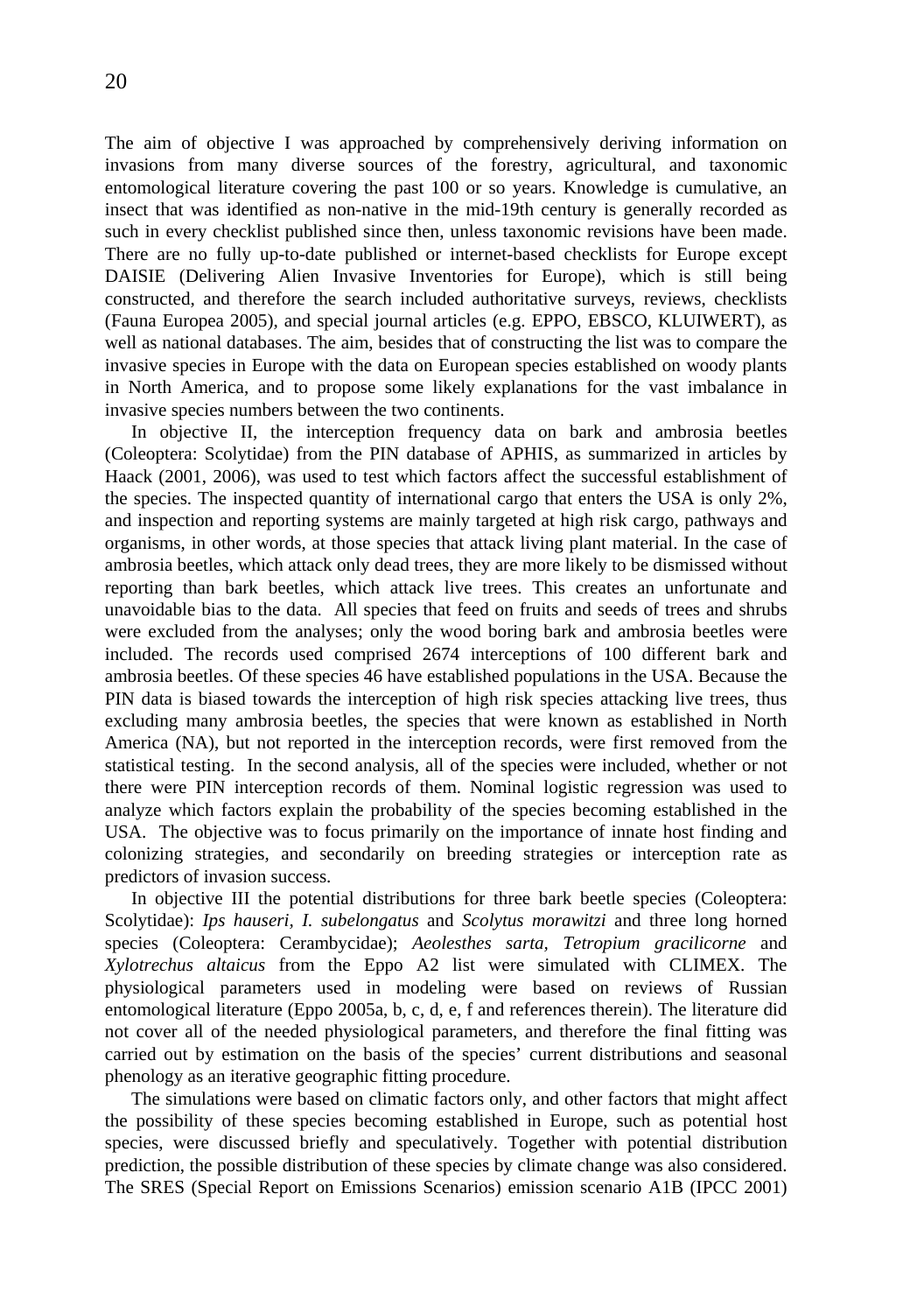The aim of objective I was approached by comprehensively deriving information on invasions from many diverse sources of the forestry, agricultural, and taxonomic entomological literature covering the past 100 or so years. Knowledge is cumulative, an insect that was identified as non-native in the mid-19th century is generally recorded as such in every checklist published since then, unless taxonomic revisions have been made. There are no fully up-to-date published or internet-based checklists for Europe except DAISIE (Delivering Alien Invasive Inventories for Europe), which is still being constructed, and therefore the search included authoritative surveys, reviews, checklists (Fauna Europea 2005), and special journal articles (e.g. EPPO, EBSCO, KLUIWERT), as well as national databases. The aim, besides that of constructing the list was to compare the invasive species in Europe with the data on European species established on woody plants in North America, and to propose some likely explanations for the vast imbalance in invasive species numbers between the two continents.

In objective II, the interception frequency data on bark and ambrosia beetles (Coleoptera: Scolytidae) from the PIN database of APHIS, as summarized in articles by Haack (2001, 2006), was used to test which factors affect the successful establishment of the species. The inspected quantity of international cargo that enters the USA is only 2%, and inspection and reporting systems are mainly targeted at high risk cargo, pathways and organisms, in other words, at those species that attack living plant material. In the case of ambrosia beetles, which attack only dead trees, they are more likely to be dismissed without reporting than bark beetles, which attack live trees. This creates an unfortunate and unavoidable bias to the data. All species that feed on fruits and seeds of trees and shrubs were excluded from the analyses; only the wood boring bark and ambrosia beetles were included. The records used comprised 2674 interceptions of 100 different bark and ambrosia beetles. Of these species 46 have established populations in the USA. Because the PIN data is biased towards the interception of high risk species attacking live trees, thus excluding many ambrosia beetles, the species that were known as established in North America (NA), but not reported in the interception records, were first removed from the statistical testing. In the second analysis, all of the species were included, whether or not there were PIN interception records of them. Nominal logistic regression was used to analyze which factors explain the probability of the species becoming established in the USA. The objective was to focus primarily on the importance of innate host finding and colonizing strategies, and secondarily on breeding strategies or interception rate as predictors of invasion success.

In objective III the potential distributions for three bark beetle species (Coleoptera: Scolytidae): *Ips hauseri*, *I. subelongatus* and *Scolytus morawitzi* and three long horned species (Coleoptera: Cerambycidae); *Aeolesthes sarta*, *Tetropium gracilicorne* and *Xylotrechus altaicus* from the Eppo A2 list were simulated with CLIMEX. The physiological parameters used in modeling were based on reviews of Russian entomological literature (Eppo 2005a, b, c, d, e, f and references therein). The literature did not cover all of the needed physiological parameters, and therefore the final fitting was carried out by estimation on the basis of the species' current distributions and seasonal phenology as an iterative geographic fitting procedure.

The simulations were based on climatic factors only, and other factors that might affect the possibility of these species becoming established in Europe, such as potential host species, were discussed briefly and speculatively. Together with potential distribution prediction, the possible distribution of these species by climate change was also considered. The SRES (Special Report on Emissions Scenarios) emission scenario A1B (IPCC 2001)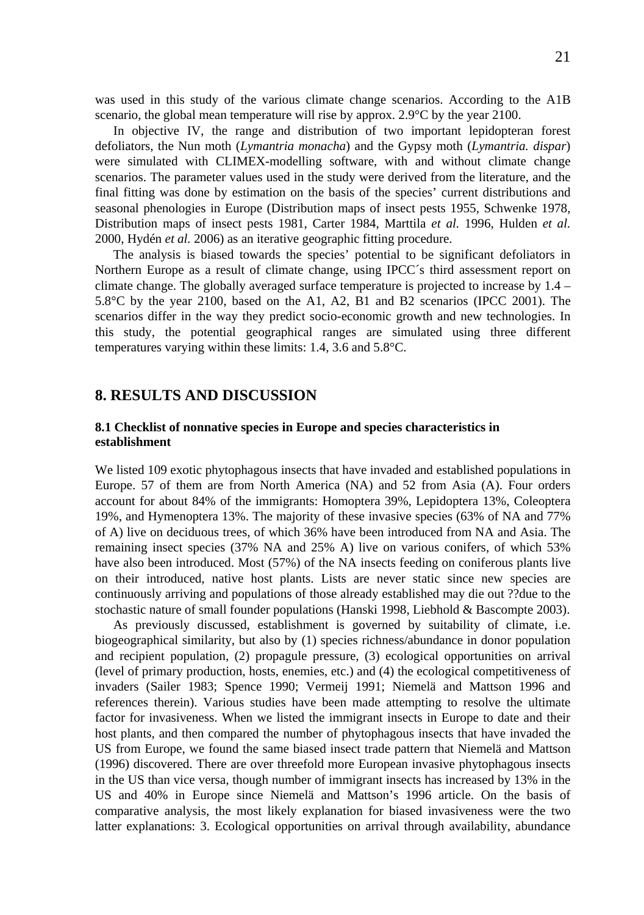was used in this study of the various climate change scenarios. According to the A1B scenario, the global mean temperature will rise by approx. 2.9°C by the year 2100.

In objective IV, the range and distribution of two important lepidopteran forest defoliators, the Nun moth (*Lymantria monacha*) and the Gypsy moth (*Lymantria. dispar*) were simulated with CLIMEX-modelling software, with and without climate change scenarios. The parameter values used in the study were derived from the literature, and the final fitting was done by estimation on the basis of the species' current distributions and seasonal phenologies in Europe (Distribution maps of insect pests 1955, Schwenke 1978, Distribution maps of insect pests 1981, Carter 1984, Marttila *et al.* 1996, Hulden *et al.* 2000, Hydén *et al.* 2006) as an iterative geographic fitting procedure.

The analysis is biased towards the species' potential to be significant defoliators in Northern Europe as a result of climate change, using IPCC´s third assessment report on climate change. The globally averaged surface temperature is projected to increase by 1.4 – 5.8°C by the year 2100, based on the A1, A2, B1 and B2 scenarios (IPCC 2001). The scenarios differ in the way they predict socio-economic growth and new technologies. In this study, the potential geographical ranges are simulated using three different temperatures varying within these limits: 1.4, 3.6 and 5.8°C.

# 8. RESULTS AND DISCUSSION

## 8.1 Checklist of nonnative species in Europe and species characteristics in establishment

We listed 109 exotic phytophagous insects that have invaded and established populations in Europe. 57 of them are from North America (NA) and 52 from Asia (A). Four orders account for about 84% of the immigrants: Homoptera 39%, Lepidoptera 13%, Coleoptera 19%, and Hymenoptera 13%. The majority of these invasive species (63% of NA and 77% of A) live on deciduous trees, of which 36% have been introduced from NA and Asia. The remaining insect species (37% NA and 25% A) live on various conifers, of which 53% have also been introduced. Most (57%) of the NA insects feeding on coniferous plants live on their introduced, native host plants. Lists are never static since new species are continuously arriving and populations of those already established may die out ??due to the stochastic nature of small founder populations (Hanski 1998, Liebhold & Bascompte 2003).

As previously discussed, establishment is governed by suitability of climate, i.e. biogeographical similarity, but also by (1) species richness/abundance in donor population and recipient population, (2) propagule pressure, (3) ecological opportunities on arrival (level of primary production, hosts, enemies, etc.) and (4) the ecological competitiveness of invaders (Sailer 1983; Spence 1990; Vermeij 1991; Niemelä and Mattson 1996 and references therein). Various studies have been made attempting to resolve the ultimate factor for invasiveness. When we listed the immigrant insects in Europe to date and their host plants, and then compared the number of phytophagous insects that have invaded the US from Europe, we found the same biased insect trade pattern that Niemelä and Mattson (1996) discovered. There are over threefold more European invasive phytophagous insects in the US than vice versa, though number of immigrant insects has increased by 13% in the US and 40% in Europe since Niemelä and Mattson's 1996 article. On the basis of comparative analysis, the most likely explanation for biased invasiveness were the two latter explanations: 3. Ecological opportunities on arrival through availability, abundance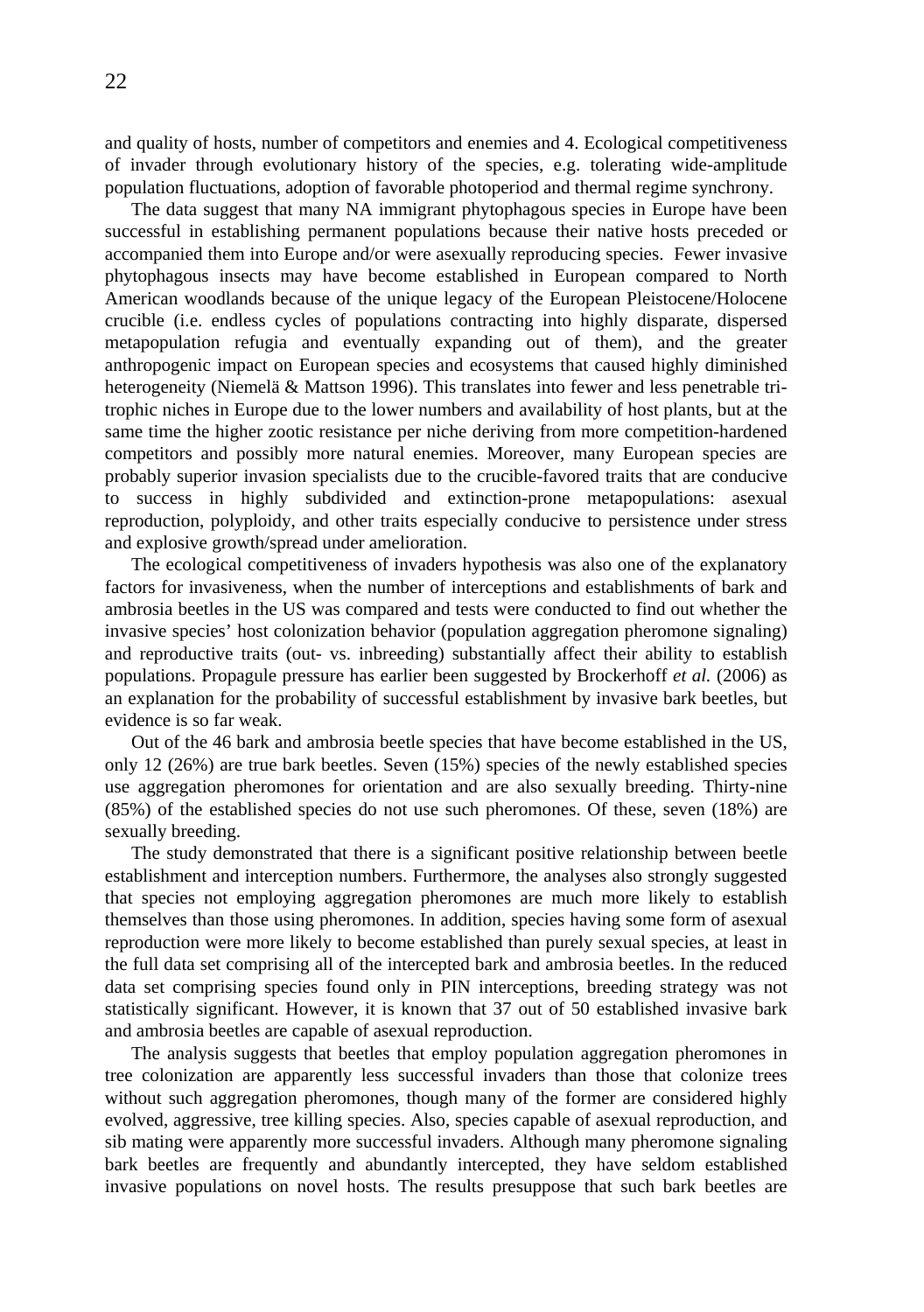and quality of hosts, number of competitors and enemies and 4. Ecological competitiveness of invader through evolutionary history of the species, e.g. tolerating wide-amplitude population fluctuations, adoption of favorable photoperiod and thermal regime synchrony.

The data suggest that many NA immigrant phytophagous species in Europe have been successful in establishing permanent populations because their native hosts preceded or accompanied them into Europe and/or were asexually reproducing species. Fewer invasive phytophagous insects may have become established in European compared to North American woodlands because of the unique legacy of the European Pleistocene/Holocene crucible (i.e. endless cycles of populations contracting into highly disparate, dispersed metapopulation refugia and eventually expanding out of them), and the greater anthropogenic impact on European species and ecosystems that caused highly diminished heterogeneity (Niemelä & Mattson 1996). This translates into fewer and less penetrable tri-trophic niches in Europe due to the lower numbers and availability of host plants, but at the same time the higher zootic resistance per niche deriving from more competition-hardened competitors and possibly more natural enemies. Moreover, many European species are probably superior invasion specialists due to the crucible-favored traits that are conducive to success in highly subdivided and extinction-prone metapopulations: asexual reproduction, polyploidy, and other traits especially conducive to persistence under stress and explosive growth/spread under amelioration.

The ecological competitiveness of invaders hypothesis was also one of the explanatory factors for invasiveness, when the number of interceptions and establishments of bark and ambrosia beetles in the US was compared and tests were conducted to find out whether the invasive species' host colonization behavior (population aggregation pheromone signaling) and reproductive traits (out- vs. inbreeding) substantially affect their ability to establish populations. Propagule pressure has earlier been suggested by Brockerhoff *et al.* (2006) as an explanation for the probability of successful establishment by invasive bark beetles, but evidence is so far weak.

Out of the 46 bark and ambrosia beetle species that have become established in the US, only 12 (26%) are true bark beetles. Seven (15%) species of the newly established species use aggregation pheromones for orientation and are also sexually breeding. Thirty-nine (85%) of the established species do not use such pheromones. Of these, seven (18%) are sexually breeding.

The study demonstrated that there is a significant positive relationship between beetle establishment and interception numbers. Furthermore, the analyses also strongly suggested that species not employing aggregation pheromones are much more likely to establish themselves than those using pheromones. In addition, species having some form of asexual reproduction were more likely to become established than purely sexual species, at least in the full data set comprising all of the intercepted bark and ambrosia beetles. In the reduced data set comprising species found only in PIN interceptions, breeding strategy was not statistically significant. However, it is known that 37 out of 50 established invasive bark and ambrosia beetles are capable of asexual reproduction.

The analysis suggests that beetles that employ population aggregation pheromones in tree colonization are apparently less successful invaders than those that colonize trees without such aggregation pheromones, though many of the former are considered highly evolved, aggressive, tree killing species. Also, species capable of asexual reproduction, and sib mating were apparently more successful invaders. Although many pheromone signaling bark beetles are frequently and abundantly intercepted, they have seldom established invasive populations on novel hosts. The results presuppose that such bark beetles are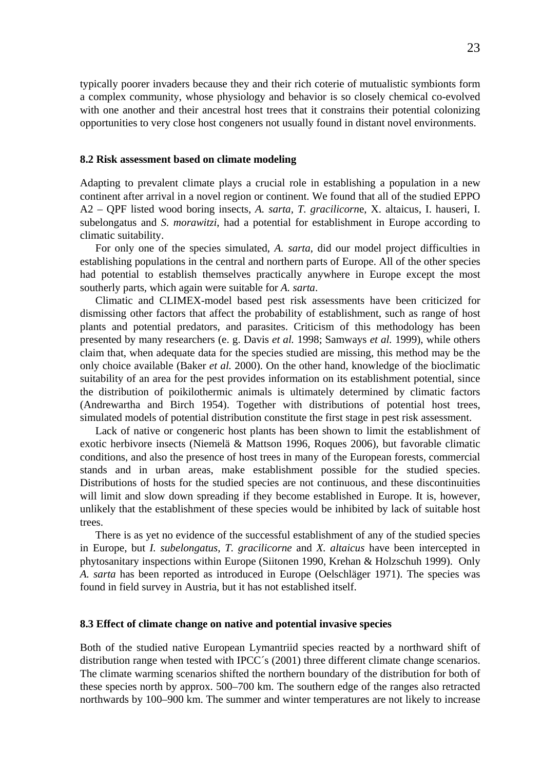typically poorer invaders because they and their rich coterie of mutualistic symbionts form a complex community, whose physiology and behavior is so closely chemical co-evolved with one another and their ancestral host trees that it constrains their potential colonizing opportunities to very close host congeners not usually found in distant novel environments.

### 8.2 Risk assessment based on climate modeling

Adapting to prevalent climate plays a crucial role in establishing a population in a new continent after arrival in a novel region or continent. We found that all of the studied EPPO A2 – QPF listed wood boring insects, *A. sarta*, *T. gracilicorn*e, X. altaicus, I. hauseri, I. subelongatus and *S. morawitzi*, had a potential for establishment in Europe according to climatic suitability.

For only one of the species simulated, *A. sarta*, did our model project difficulties in establishing populations in the central and northern parts of Europe. All of the other species had potential to establish themselves practically anywhere in Europe except the most southerly parts, which again were suitable for *A. sarta*.

Climatic and CLIMEX-model based pest risk assessments have been criticized for dismissing other factors that affect the probability of establishment, such as range of host plants and potential predators, and parasites. Criticism of this methodology has been presented by many researchers (e. g. Davis *et al.* 1998; Samways *et al.* 1999), while others claim that, when adequate data for the species studied are missing, this method may be the only choice available (Baker *et al.* 2000). On the other hand, knowledge of the bioclimatic suitability of an area for the pest provides information on its establishment potential, since the distribution of poikilothermic animals is ultimately determined by climatic factors (Andrewartha and Birch 1954). Together with distributions of potential host trees, simulated models of potential distribution constitute the first stage in pest risk assessment.

Lack of native or congeneric host plants has been shown to limit the establishment of exotic herbivore insects (Niemelä & Mattson 1996, Roques 2006), but favorable climatic conditions, and also the presence of host trees in many of the European forests, commercial stands and in urban areas, make establishment possible for the studied species. Distributions of hosts for the studied species are not continuous, and these discontinuities will limit and slow down spreading if they become established in Europe. It is, however, unlikely that the establishment of these species would be inhibited by lack of suitable host trees.

There is as yet no evidence of the successful establishment of any of the studied species in Europe, but *I. subelongatus, T. gracilicorne* and *X. altaicus* have been intercepted in phytosanitary inspections within Europe (Siitonen 1990, Krehan & Holzschuh 1999). Only *A. sarta* has been reported as introduced in Europe (Oelschläger 1971). The species was found in field survey in Austria, but it has not established itself.

### 8.3 Effect of climate change on native and potential invasive species

Both of the studied native European Lymantriid species reacted by a northward shift of distribution range when tested with IPCC´s (2001) three different climate change scenarios. The climate warming scenarios shifted the northern boundary of the distribution for both of these species north by approx. 500–700 km. The southern edge of the ranges also retracted northwards by 100–900 km. The summer and winter temperatures are not likely to increase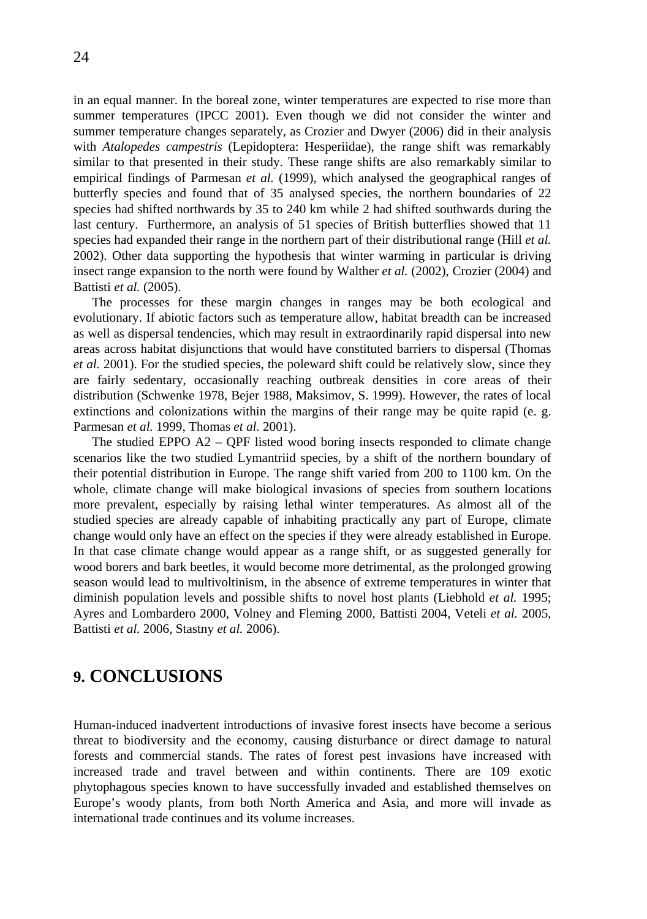in an equal manner. In the boreal zone, winter temperatures are expected to rise more than summer temperatures (IPCC 2001). Even though we did not consider the winter and summer temperature changes separately, as Crozier and Dwyer (2006) did in their analysis with *Atalopedes campestris* (Lepidoptera: Hesperiidae), the range shift was remarkably similar to that presented in their study. These range shifts are also remarkably similar to empirical findings of Parmesan *et al.* (1999), which analysed the geographical ranges of butterfly species and found that of 35 analysed species, the northern boundaries of 22 species had shifted northwards by 35 to 240 km while 2 had shifted southwards during the last century. Furthermore, an analysis of 51 species of British butterflies showed that 11 species had expanded their range in the northern part of their distributional range (Hill *et al.* 2002). Other data supporting the hypothesis that winter warming in particular is driving insect range expansion to the north were found by Walther *et al.* (2002), Crozier (2004) and Battisti *et al.* (2005).

The processes for these margin changes in ranges may be both ecological and evolutionary. If abiotic factors such as temperature allow, habitat breadth can be increased as well as dispersal tendencies, which may result in extraordinarily rapid dispersal into new areas across habitat disjunctions that would have constituted barriers to dispersal (Thomas *et al.* 2001). For the studied species, the poleward shift could be relatively slow, since they are fairly sedentary, occasionally reaching outbreak densities in core areas of their distribution (Schwenke 1978, Bejer 1988, Maksimov, S. 1999). However, the rates of local extinctions and colonizations within the margins of their range may be quite rapid (e. g. Parmesan *et al.* 1999, Thomas *et al.* 2001).

The studied EPPO A2 – QPF listed wood boring insects responded to climate change scenarios like the two studied Lymantriid species, by a shift of the northern boundary of their potential distribution in Europe. The range shift varied from 200 to 1100 km. On the whole, climate change will make biological invasions of species from southern locations more prevalent, especially by raising lethal winter temperatures. As almost all of the studied species are already capable of inhabiting practically any part of Europe, climate change would only have an effect on the species if they were already established in Europe. In that case climate change would appear as a range shift, or as suggested generally for wood borers and bark beetles, it would become more detrimental, as the prolonged growing season would lead to multivoltinism, in the absence of extreme temperatures in winter that diminish population levels and possible shifts to novel host plants (Liebhold *et al.* 1995; Ayres and Lombardero 2000, Volney and Fleming 2000, Battisti 2004, Veteli *et al.* 2005, Battisti *et al.* 2006, Stastny *et al.* 2006).

# 9. CONCLUSIONS

Human-induced inadvertent introductions of invasive forest insects have become a serious threat to biodiversity and the economy, causing disturbance or direct damage to natural forests and commercial stands. The rates of forest pest invasions have increased with increased trade and travel between and within continents. There are 109 exotic phytophagous species known to have successfully invaded and established themselves on Europe's woody plants, from both North America and Asia, and more will invade as international trade continues and its volume increases.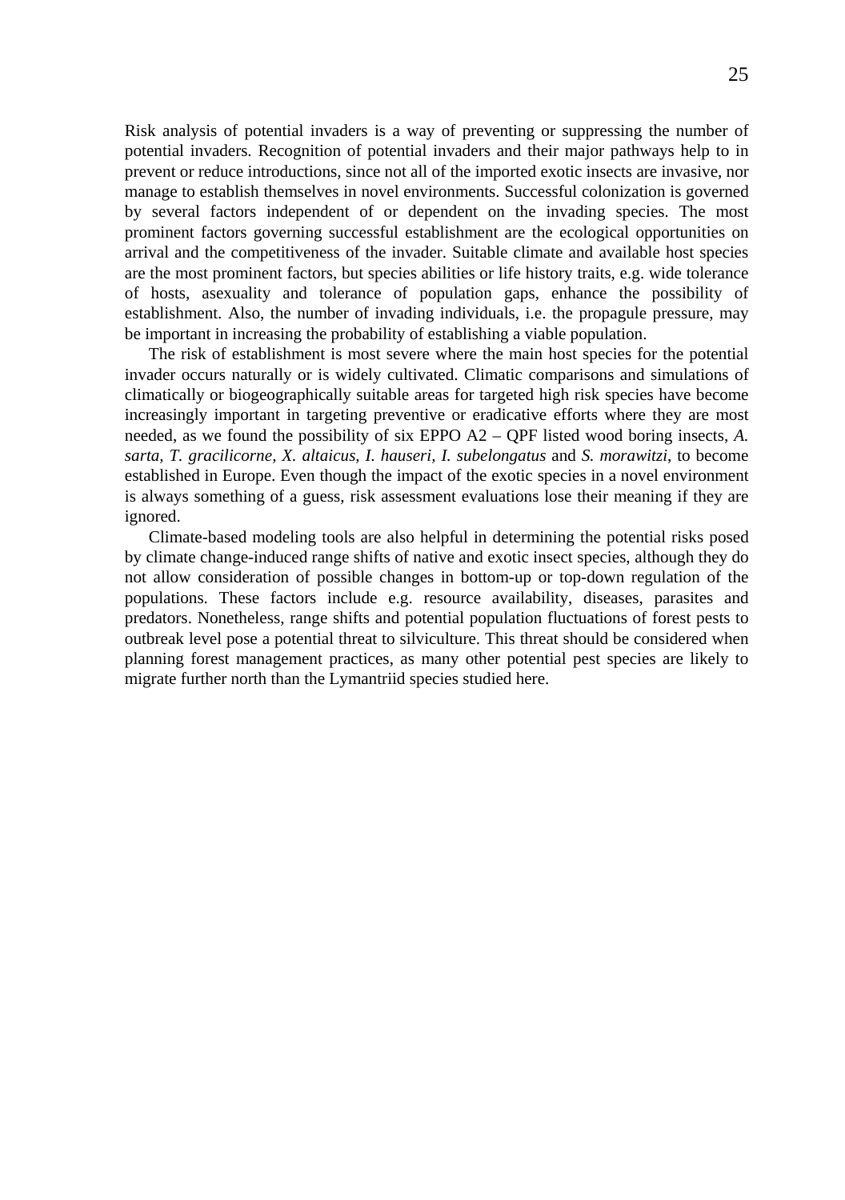Risk analysis of potential invaders is a way of preventing or suppressing the number of potential invaders. Recognition of potential invaders and their major pathways help to in prevent or reduce introductions, since not all of the imported exotic insects are invasive, nor manage to establish themselves in novel environments. Successful colonization is governed by several factors independent of or dependent on the invading species. The most prominent factors governing successful establishment are the ecological opportunities on arrival and the competitiveness of the invader. Suitable climate and available host species are the most prominent factors, but species abilities or life history traits, e.g. wide tolerance of hosts, asexuality and tolerance of population gaps, enhance the possibility of establishment. Also, the number of invading individuals, i.e. the propagule pressure, may be important in increasing the probability of establishing a viable population.

The risk of establishment is most severe where the main host species for the potential invader occurs naturally or is widely cultivated. Climatic comparisons and simulations of climatically or biogeographically suitable areas for targeted high risk species have become increasingly important in targeting preventive or eradicative efforts where they are most needed, as we found the possibility of six EPPO A2 – QPF listed wood boring insects, *A. sarta, T. gracilicorne, X. altaicus, I. hauseri, I. subelongatus* and *S. morawitzi*, to become established in Europe. Even though the impact of the exotic species in a novel environment is always something of a guess, risk assessment evaluations lose their meaning if they are ignored.

Climate-based modeling tools are also helpful in determining the potential risks posed by climate change-induced range shifts of native and exotic insect species, although they do not allow consideration of possible changes in bottom-up or top-down regulation of the populations. These factors include e.g. resource availability, diseases, parasites and predators. Nonetheless, range shifts and potential population fluctuations of forest pests to outbreak level pose a potential threat to silviculture. This threat should be considered when planning forest management practices, as many other potential pest species are likely to migrate further north than the Lymantriid species studied here.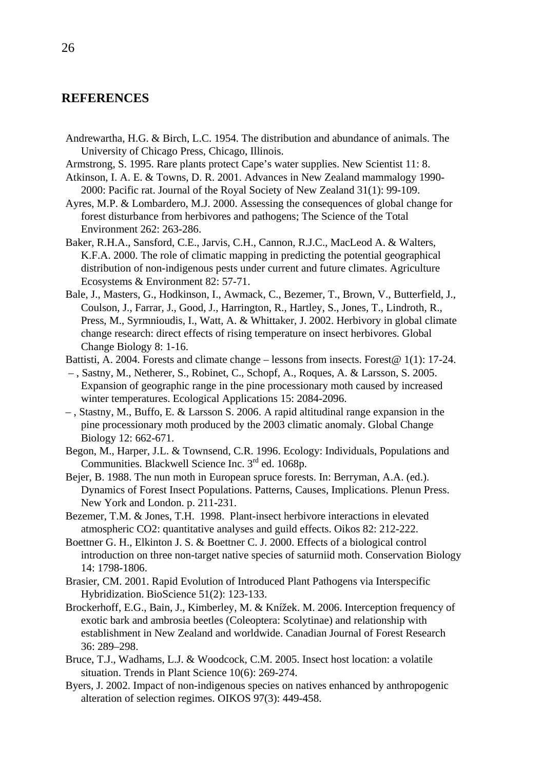## REFERENCES

Andrewartha, H.G. & Birch, L.C. 1954. The distribution and abundance of animals. The University of Chicago Press, Chicago, Illinois.

Armstrong, S. 1995. Rare plants protect Cape's water supplies. New Scientist 11: 8.

Atkinson, I. A. E. & Towns, D. R. 2001. Advances in New Zealand mammalogy 1990-2000: Pacific rat. Journal of the Royal Society of New Zealand 31(1): 99-109.

Ayres, M.P. & Lombardero, M.J. 2000. Assessing the consequences of global change for forest disturbance from herbivores and pathogens; The Science of the Total Environment 262: 263-286.

Baker, R.H.A., Sansford, C.E., Jarvis, C.H., Cannon, R.J.C., MacLeod A. & Walters, K.F.A. 2000. The role of climatic mapping in predicting the potential geographical distribution of non-indigenous pests under current and future climates. Agriculture Ecosystems & Environment 82: 57-71.

Bale, J., Masters, G., Hodkinson, I., Awmack, C., Bezemer, T., Brown, V., Butterfield, J., Coulson, J., Farrar, J., Good, J., Harrington, R., Hartley, S., Jones, T., Lindroth, R., Press, M., Syrmnioudis, I., Watt, A. & Whittaker, J. 2002. Herbivory in global climate change research: direct effects of rising temperature on insect herbivores. Global Change Biology 8: 1-16.

Battisti, A. 2004. Forests and climate change – lessons from insects. Forest@ 1(1): 17-24.

– , Sastny, M., Netherer, S., Robinet, C., Schopf, A., Roques, A. & Larsson, S. 2005. Expansion of geographic range in the pine processionary moth caused by increased winter temperatures. Ecological Applications 15: 2084-2096.

– , Stastny, M., Buffo, E. & Larsson S. 2006. A rapid altitudinal range expansion in the pine processionary moth produced by the 2003 climatic anomaly. Global Change Biology 12: 662-671.

Begon, M., Harper, J.L. & Townsend, C.R. 1996. Ecology: Individuals, Populations and Communities. Blackwell Science Inc. 3rd ed. 1068p.

Bejer, B. 1988. The nun moth in European spruce forests. In: Berryman, A.A. (ed.). Dynamics of Forest Insect Populations. Patterns, Causes, Implications. Plenun Press. New York and London. p. 211-231.

Bezemer, T.M. & Jones, T.H. 1998. Plant-insect herbivore interactions in elevated atmospheric CO2: quantitative analyses and guild effects. Oikos 82: 212-222.

Boettner G. H., Elkinton J. S. & Boettner C. J. 2000. Effects of a biological control introduction on three non-target native species of saturniid moth. Conservation Biology 14: 1798-1806.

Brasier, CM. 2001. Rapid Evolution of Introduced Plant Pathogens via Interspecific Hybridization. BioScience 51(2): 123-133.

Brockerhoff, E.G., Bain, J., Kimberley, M. & Knížek. M. 2006. Interception frequency of exotic bark and ambrosia beetles (Coleoptera: Scolytinae) and relationship with establishment in New Zealand and worldwide. Canadian Journal of Forest Research 36: 289–298.

Bruce, T.J., Wadhams, L.J. & Woodcock, C.M. 2005. Insect host location: a volatile situation. Trends in Plant Science 10(6): 269-274.

Byers, J. 2002. Impact of non-indigenous species on natives enhanced by anthropogenic alteration of selection regimes. OIKOS 97(3): 449-458.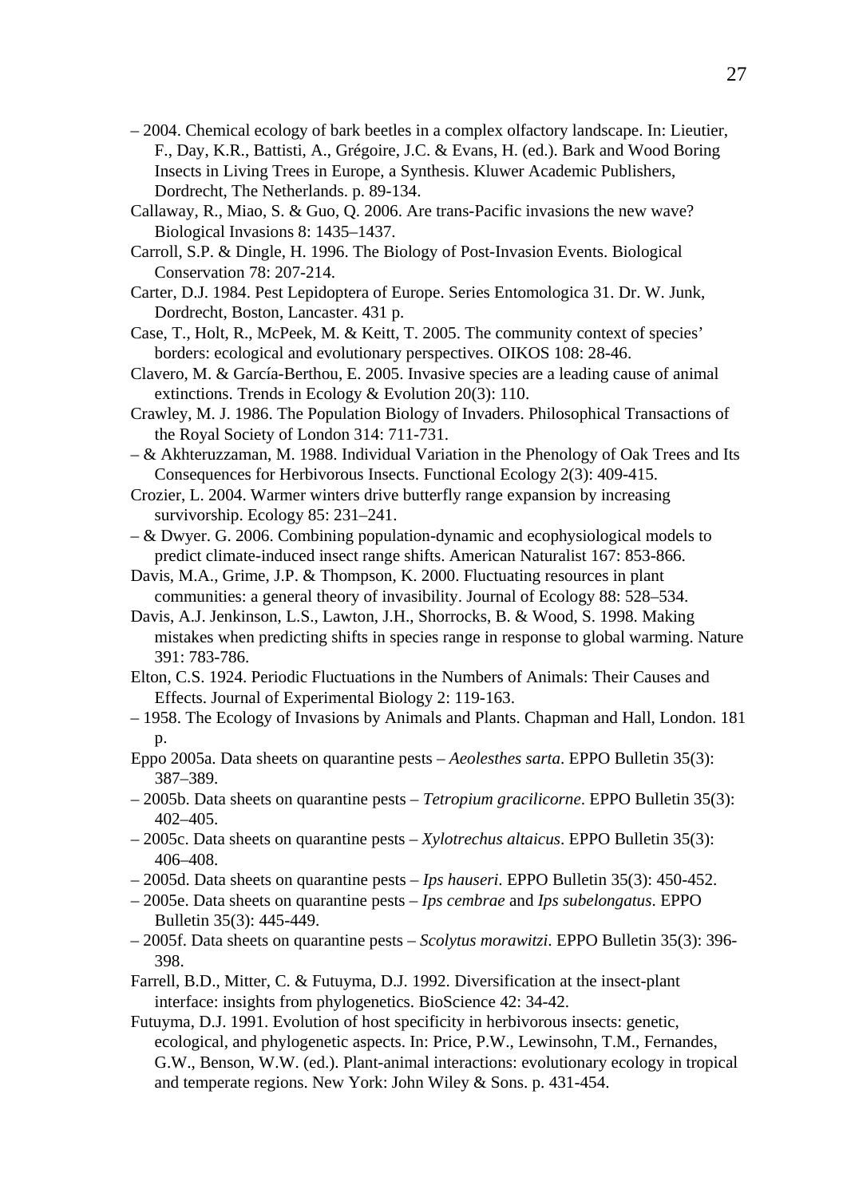– 2004. Chemical ecology of bark beetles in a complex olfactory landscape. In: Lieutier, F., Day, K.R., Battisti, A., Grégoire, J.C. & Evans, H. (ed.). Bark and Wood Boring Insects in Living Trees in Europe, a Synthesis. Kluwer Academic Publishers, Dordrecht, The Netherlands. p. 89-134.

Callaway, R., Miao, S. & Guo, Q. 2006. Are trans-Pacific invasions the new wave? Biological Invasions 8: 1435–1437.

Carroll, S.P. & Dingle, H. 1996. The Biology of Post-Invasion Events. Biological Conservation 78: 207-214.

Carter, D.J. 1984. Pest Lepidoptera of Europe. Series Entomologica 31. Dr. W. Junk, Dordrecht, Boston, Lancaster. 431 p.

Case, T., Holt, R., McPeek, M. & Keitt, T. 2005. The community context of species' borders: ecological and evolutionary perspectives. OIKOS 108: 28-46.

Clavero, M. & García-Berthou, E. 2005. Invasive species are a leading cause of animal extinctions. Trends in Ecology & Evolution 20(3): 110.

Crawley, M. J. 1986. The Population Biology of Invaders. Philosophical Transactions of the Royal Society of London 314: 711-731.

– & Akhteruzzaman, M. 1988. Individual Variation in the Phenology of Oak Trees and Its Consequences for Herbivorous Insects. Functional Ecology 2(3): 409-415.

Crozier, L. 2004. Warmer winters drive butterfly range expansion by increasing survivorship. Ecology 85: 231–241.

– & Dwyer. G. 2006. Combining population-dynamic and ecophysiological models to predict climate-induced insect range shifts. American Naturalist 167: 853-866.

Davis, M.A., Grime, J.P. & Thompson, K. 2000. Fluctuating resources in plant communities: a general theory of invasibility. Journal of Ecology 88: 528–534.

Davis, A.J. Jenkinson, L.S., Lawton, J.H., Shorrocks, B. & Wood, S. 1998. Making mistakes when predicting shifts in species range in response to global warming. Nature 391: 783-786.

Elton, C.S. 1924. Periodic Fluctuations in the Numbers of Animals: Their Causes and Effects. Journal of Experimental Biology 2: 119-163.

– 1958. The Ecology of Invasions by Animals and Plants. Chapman and Hall, London. 181 p.

Eppo 2005a. Data sheets on quarantine pests – *Aeolesthes sarta*. EPPO Bulletin 35(3): 387–389.

– 2005b. Data sheets on quarantine pests – *Tetropium gracilicorne*. EPPO Bulletin 35(3): 402–405.

– 2005c. Data sheets on quarantine pests – *Xylotrechus altaicus*. EPPO Bulletin 35(3): 406–408.

– 2005d. Data sheets on quarantine pests – *Ips hauseri*. EPPO Bulletin 35(3): 450-452.

– 2005e. Data sheets on quarantine pests – *Ips cembrae* and *Ips subelongatus*. EPPO Bulletin 35(3): 445-449.

– 2005f. Data sheets on quarantine pests – *Scolytus morawitzi*. EPPO Bulletin 35(3): 396-398.

Farrell, B.D., Mitter, C. & Futuyma, D.J. 1992. Diversification at the insect-plant interface: insights from phylogenetics. BioScience 42: 34-42.

Futuyma, D.J. 1991. Evolution of host specificity in herbivorous insects: genetic, ecological, and phylogenetic aspects. In: Price, P.W., Lewinsohn, T.M., Fernandes, G.W., Benson, W.W. (ed.). Plant-animal interactions: evolutionary ecology in tropical and temperate regions. New York: John Wiley & Sons. p. 431-454.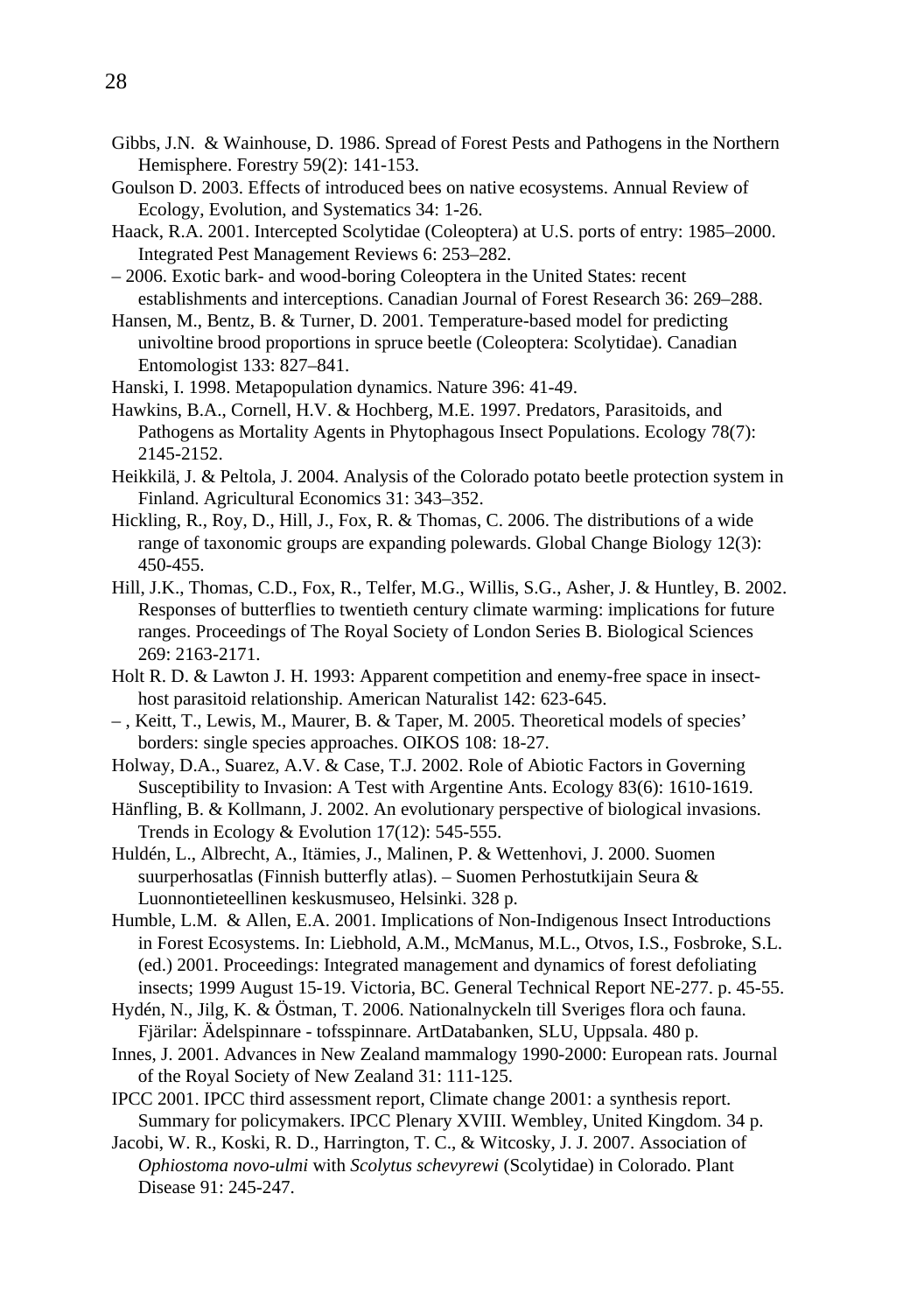Gibbs, J.N. & Wainhouse, D. 1986. Spread of Forest Pests and Pathogens in the Northern Hemisphere. Forestry 59(2): 141-153.

Goulson D. 2003. Effects of introduced bees on native ecosystems. Annual Review of Ecology, Evolution, and Systematics 34: 1-26.

Haack, R.A. 2001. Intercepted Scolytidae (Coleoptera) at U.S. ports of entry: 1985–2000. Integrated Pest Management Reviews 6: 253–282.

– 2006. Exotic bark- and wood-boring Coleoptera in the United States: recent establishments and interceptions. Canadian Journal of Forest Research 36: 269–288.

Hansen, M., Bentz, B. & Turner, D. 2001. Temperature-based model for predicting univoltine brood proportions in spruce beetle (Coleoptera: Scolytidae). Canadian Entomologist 133: 827–841.

Hanski, I. 1998. Metapopulation dynamics. Nature 396: 41-49.

Hawkins, B.A., Cornell, H.V. & Hochberg, M.E. 1997. Predators, Parasitoids, and Pathogens as Mortality Agents in Phytophagous Insect Populations. Ecology 78(7): 2145-2152.

Heikkilä, J. & Peltola, J. 2004. Analysis of the Colorado potato beetle protection system in Finland. Agricultural Economics 31: 343–352.

Hickling, R., Roy, D., Hill, J., Fox, R. & Thomas, C. 2006. The distributions of a wide range of taxonomic groups are expanding polewards. Global Change Biology 12(3): 450-455.

Hill, J.K., Thomas, C.D., Fox, R., Telfer, M.G., Willis, S.G., Asher, J. & Huntley, B. 2002. Responses of butterflies to twentieth century climate warming: implications for future ranges. Proceedings of The Royal Society of London Series B. Biological Sciences 269: 2163-2171.

Holt R. D. & Lawton J. H. 1993: Apparent competition and enemy-free space in insect-host parasitoid relationship. American Naturalist 142: 623-645.

– , Keitt, T., Lewis, M., Maurer, B. & Taper, M. 2005. Theoretical models of species' borders: single species approaches. OIKOS 108: 18-27.

Holway, D.A., Suarez, A.V. & Case, T.J. 2002. Role of Abiotic Factors in Governing Susceptibility to Invasion: A Test with Argentine Ants. Ecology 83(6): 1610-1619.

Hänfling, B. & Kollmann, J. 2002. An evolutionary perspective of biological invasions. Trends in Ecology & Evolution 17(12): 545-555.

Huldén, L., Albrecht, A., Itämies, J., Malinen, P. & Wettenhovi, J. 2000. Suomen suurperhosatlas (Finnish butterfly atlas). – Suomen Perhostutkijain Seura & Luonnontieteellinen keskusmuseo, Helsinki. 328 p.

Humble, L.M. & Allen, E.A. 2001. Implications of Non-Indigenous Insect Introductions in Forest Ecosystems. In: Liebhold, A.M., McManus, M.L., Otvos, I.S., Fosbroke, S.L. (ed.) 2001. Proceedings: Integrated management and dynamics of forest defoliating insects; 1999 August 15-19. Victoria, BC. General Technical Report NE-277. p. 45-55.

Hydén, N., Jilg, K. & Östman, T. 2006. Nationalnyckeln till Sveriges flora och fauna. Fjärilar: Ädelspinnare - tofsspinnare. ArtDatabanken, SLU, Uppsala. 480 p.

Innes, J. 2001. Advances in New Zealand mammalogy 1990-2000: European rats. Journal of the Royal Society of New Zealand 31: 111-125.

IPCC 2001. IPCC third assessment report, Climate change 2001: a synthesis report. Summary for policymakers. IPCC Plenary XVIII. Wembley, United Kingdom. 34 p.

Jacobi, W. R., Koski, R. D., Harrington, T. C., & Witcosky, J. J. 2007. Association of *Ophiostoma novo-ulmi* with *Scolytus schevyrewi* (Scolytidae) in Colorado. Plant Disease 91: 245-247.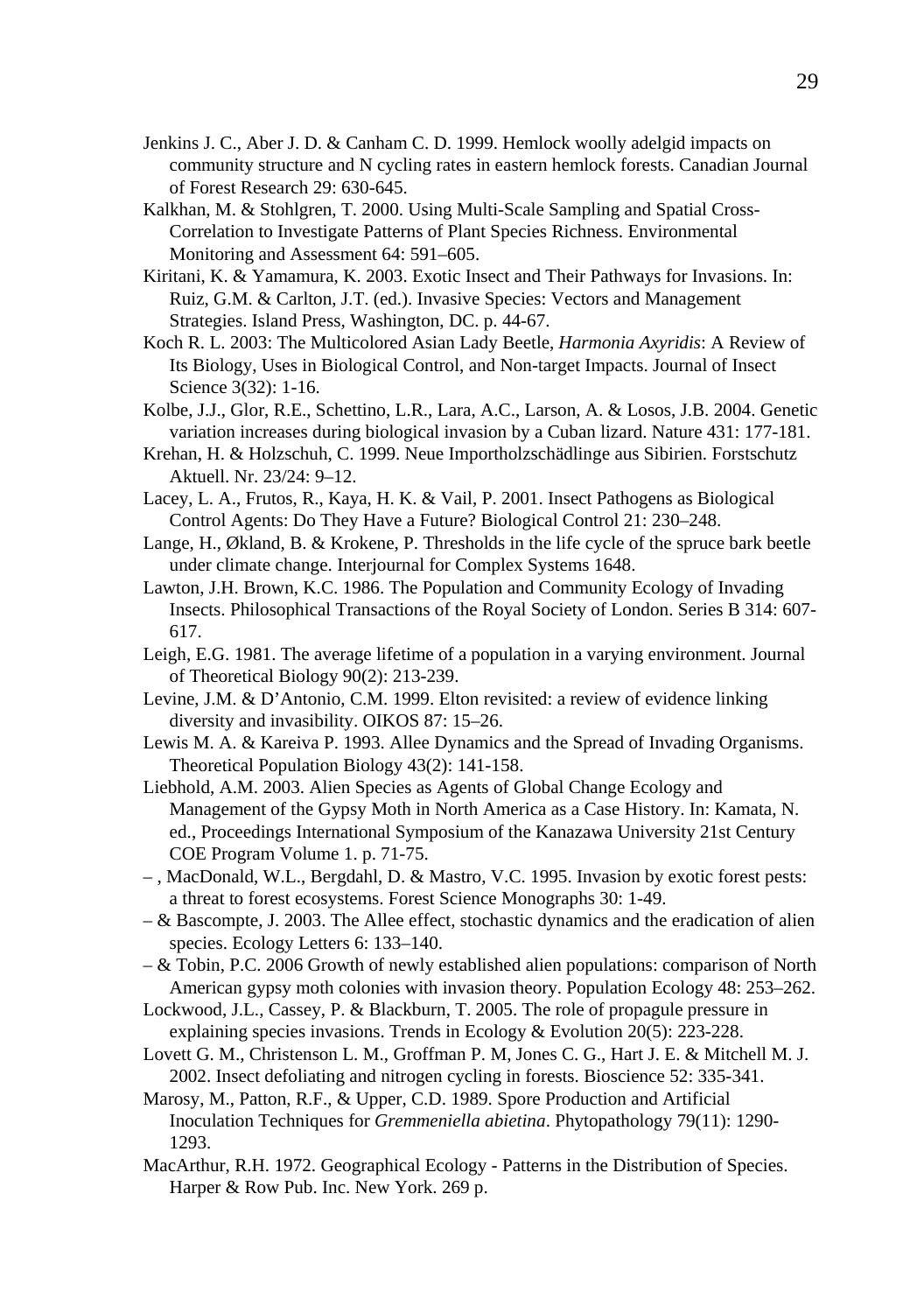Jenkins J. C., Aber J. D. & Canham C. D. 1999. Hemlock woolly adelgid impacts on community structure and N cycling rates in eastern hemlock forests. Canadian Journal of Forest Research 29: 630-645.

Kalkhan, M. & Stohlgren, T. 2000. Using Multi-Scale Sampling and Spatial Cross-Correlation to Investigate Patterns of Plant Species Richness. Environmental Monitoring and Assessment 64: 591–605.

Kiritani, K. & Yamamura, K. 2003. Exotic Insect and Their Pathways for Invasions. In: Ruiz, G.M. & Carlton, J.T. (ed.). Invasive Species: Vectors and Management Strategies. Island Press, Washington, DC. p. 44-67.

Koch R. L. 2003: The Multicolored Asian Lady Beetle, *Harmonia Axyridis*: A Review of Its Biology, Uses in Biological Control, and Non-target Impacts. Journal of Insect Science 3(32): 1-16.

Kolbe, J.J., Glor, R.E., Schettino, L.R., Lara, A.C., Larson, A. & Losos, J.B. 2004. Genetic variation increases during biological invasion by a Cuban lizard. Nature 431: 177-181.

Krehan, H. & Holzschuh, C. 1999. Neue Importholzschädlinge aus Sibirien. Forstschutz Aktuell. Nr. 23/24: 9–12.

Lacey, L. A., Frutos, R., Kaya, H. K. & Vail, P. 2001. Insect Pathogens as Biological Control Agents: Do They Have a Future? Biological Control 21: 230–248.

Lange, H., Økland, B. & Krokene, P. Thresholds in the life cycle of the spruce bark beetle under climate change. Interjournal for Complex Systems 1648.

Lawton, J.H. Brown, K.C. 1986. The Population and Community Ecology of Invading Insects. Philosophical Transactions of the Royal Society of London. Series B 314: 607-617.

Leigh, E.G. 1981. The average lifetime of a population in a varying environment. Journal of Theoretical Biology 90(2): 213-239.

Levine, J.M. & D'Antonio, C.M. 1999. Elton revisited: a review of evidence linking diversity and invasibility. OIKOS 87: 15–26.

Lewis M. A. & Kareiva P. 1993. Allee Dynamics and the Spread of Invading Organisms. Theoretical Population Biology 43(2): 141-158.

Liebhold, A.M. 2003. Alien Species as Agents of Global Change Ecology and Management of the Gypsy Moth in North America as a Case History. In: Kamata, N. ed., Proceedings International Symposium of the Kanazawa University 21st Century COE Program Volume 1. p. 71-75.

– , MacDonald, W.L., Bergdahl, D. & Mastro, V.C. 1995. Invasion by exotic forest pests: a threat to forest ecosystems. Forest Science Monographs 30: 1-49.

– & Bascompte, J. 2003. The Allee effect, stochastic dynamics and the eradication of alien species. Ecology Letters 6: 133–140.

– & Tobin, P.C. 2006 Growth of newly established alien populations: comparison of North American gypsy moth colonies with invasion theory. Population Ecology 48: 253–262.

Lockwood, J.L., Cassey, P. & Blackburn, T. 2005. The role of propagule pressure in explaining species invasions. Trends in Ecology & Evolution 20(5): 223-228.

Lovett G. M., Christenson L. M., Groffman P. M, Jones C. G., Hart J. E. & Mitchell M. J. 2002. Insect defoliating and nitrogen cycling in forests. Bioscience 52: 335-341.

Marosy, M., Patton, R.F., & Upper, C.D. 1989. Spore Production and Artificial Inoculation Techniques for *Gremmeniella abietina*. Phytopathology 79(11): 1290-1293.

MacArthur, R.H. 1972. Geographical Ecology - Patterns in the Distribution of Species. Harper & Row Pub. Inc. New York. 269 p.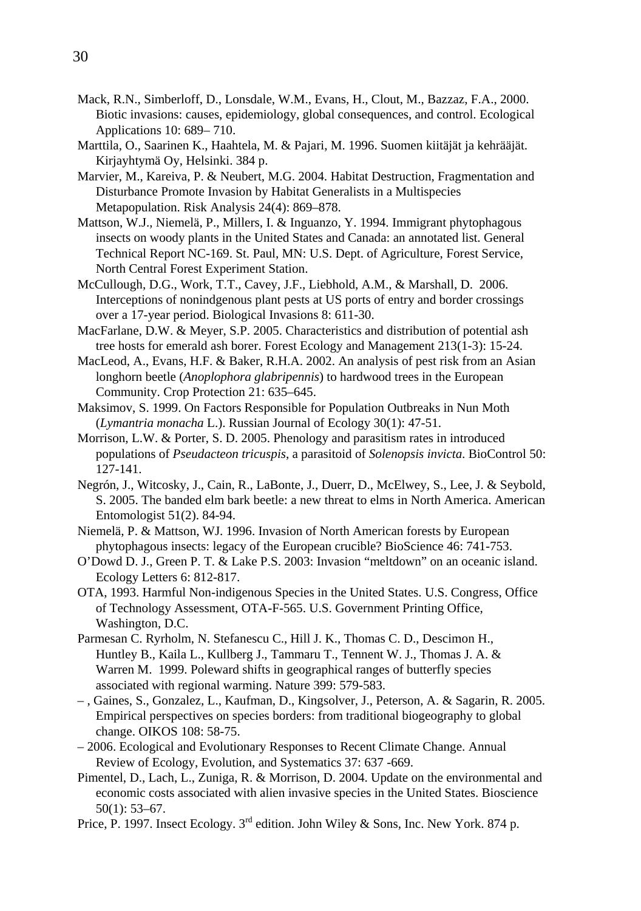Mack, R.N., Simberloff, D., Lonsdale, W.M., Evans, H., Clout, M., Bazzaz, F.A., 2000. Biotic invasions: causes, epidemiology, global consequences, and control. Ecological Applications 10: 689– 710.

Marttila, O., Saarinen K., Haahtela, M. & Pajari, M. 1996. Suomen kiitäjät ja kehrääjät. Kirjayhtymä Oy, Helsinki. 384 p.

Marvier, M., Kareiva, P. & Neubert, M.G. 2004. Habitat Destruction, Fragmentation and Disturbance Promote Invasion by Habitat Generalists in a Multispecies Metapopulation. Risk Analysis 24(4): 869–878.

Mattson, W.J., Niemelä, P., Millers, I. & Inguanzo, Y. 1994. Immigrant phytophagous insects on woody plants in the United States and Canada: an annotated list. General Technical Report NC-169. St. Paul, MN: U.S. Dept. of Agriculture, Forest Service, North Central Forest Experiment Station.

McCullough, D.G., Work, T.T., Cavey, J.F., Liebhold, A.M., & Marshall, D. 2006. Interceptions of nonindgenous plant pests at US ports of entry and border crossings over a 17-year period. Biological Invasions 8: 611-30.

MacFarlane, D.W. & Meyer, S.P. 2005. Characteristics and distribution of potential ash tree hosts for emerald ash borer. Forest Ecology and Management 213(1-3): 15-24.

MacLeod, A., Evans, H.F. & Baker, R.H.A. 2002. An analysis of pest risk from an Asian longhorn beetle (*Anoplophora glabripennis*) to hardwood trees in the European Community. Crop Protection 21: 635–645.

Maksimov, S. 1999. On Factors Responsible for Population Outbreaks in Nun Moth (*Lymantria monacha* L.). Russian Journal of Ecology 30(1): 47-51.

Morrison, L.W. & Porter, S. D. 2005. Phenology and parasitism rates in introduced populations of *Pseudacteon tricuspis*, a parasitoid of *Solenopsis invicta*. BioControl 50: 127-141.

Negrón, J., Witcosky, J., Cain, R., LaBonte, J., Duerr, D., McElwey, S., Lee, J. & Seybold, S. 2005. The banded elm bark beetle: a new threat to elms in North America. American Entomologist 51(2). 84-94.

Niemelä, P. & Mattson, WJ. 1996. Invasion of North American forests by European phytophagous insects: legacy of the European crucible? BioScience 46: 741-753.

O'Dowd D. J., Green P. T. & Lake P.S. 2003: Invasion "meltdown" on an oceanic island. Ecology Letters 6: 812-817.

OTA, 1993. Harmful Non-indigenous Species in the United States. U.S. Congress, Office of Technology Assessment, OTA-F-565. U.S. Government Printing Office, Washington, D.C.

Parmesan C. Ryrholm, N. Stefanescu C., Hill J. K., Thomas C. D., Descimon H., Huntley B., Kaila L., Kullberg J., Tammaru T., Tennent W. J., Thomas J. A. & Warren M. 1999. Poleward shifts in geographical ranges of butterfly species associated with regional warming. Nature 399: 579-583.

– , Gaines, S., Gonzalez, L., Kaufman, D., Kingsolver, J., Peterson, A. & Sagarin, R. 2005. Empirical perspectives on species borders: from traditional biogeography to global change. OIKOS 108: 58-75.

– 2006. Ecological and Evolutionary Responses to Recent Climate Change. Annual Review of Ecology, Evolution, and Systematics 37: 637 -669.

Pimentel, D., Lach, L., Zuniga, R. & Morrison, D. 2004. Update on the environmental and economic costs associated with alien invasive species in the United States. Bioscience 50(1): 53–67.

Price, P. 1997. Insect Ecology. 3rd edition. John Wiley & Sons, Inc. New York. 874 p.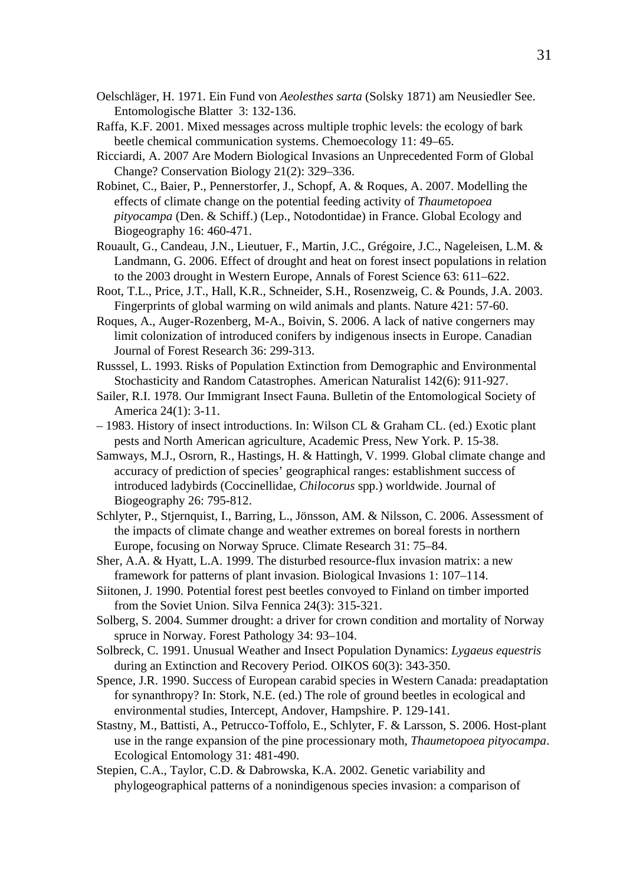Oelschläger, H. 1971. Ein Fund von *Aeolesthes sarta* (Solsky 1871) am Neusiedler See. Entomologische Blatter 3: 132-136.

Raffa, K.F. 2001. Mixed messages across multiple trophic levels: the ecology of bark beetle chemical communication systems. Chemoecology 11: 49–65.

Ricciardi, A. 2007 Are Modern Biological Invasions an Unprecedented Form of Global Change? Conservation Biology 21(2): 329–336.

Robinet, C., Baier, P., Pennerstorfer, J., Schopf, A. & Roques, A. 2007. Modelling the effects of climate change on the potential feeding activity of *Thaumetopoea pityocampa* (Den. & Schiff.) (Lep., Notodontidae) in France. Global Ecology and Biogeography 16: 460-471.

Rouault, G., Candeau, J.N., Lieutuer, F., Martin, J.C., Grégoire, J.C., Nageleisen, L.M. & Landmann, G. 2006. Effect of drought and heat on forest insect populations in relation to the 2003 drought in Western Europe, Annals of Forest Science 63: 611–622.

Root, T.L., Price, J.T., Hall, K.R., Schneider, S.H., Rosenzweig, C. & Pounds, J.A. 2003. Fingerprints of global warming on wild animals and plants. Nature 421: 57-60.

Roques, A., Auger-Rozenberg, M-A., Boivin, S. 2006. A lack of native congerners may limit colonization of introduced conifers by indigenous insects in Europe. Canadian Journal of Forest Research 36: 299-313.

Russsel, L. 1993. Risks of Population Extinction from Demographic and Environmental Stochasticity and Random Catastrophes. American Naturalist 142(6): 911-927.

Sailer, R.I. 1978. Our Immigrant Insect Fauna. Bulletin of the Entomological Society of America 24(1): 3-11.

– 1983. History of insect introductions. In: Wilson CL & Graham CL. (ed.) Exotic plant pests and North American agriculture, Academic Press, New York. P. 15-38.

Samways, M.J., Osrorn, R., Hastings, H. & Hattingh, V. 1999. Global climate change and accuracy of prediction of species' geographical ranges: establishment success of introduced ladybirds (Coccinellidae, *Chilocorus* spp.) worldwide. Journal of Biogeography 26: 795-812.

Schlyter, P., Stjernquist, I., Barring, L., Jönsson, AM. & Nilsson, C. 2006. Assessment of the impacts of climate change and weather extremes on boreal forests in northern Europe, focusing on Norway Spruce. Climate Research 31: 75–84.

Sher, A.A. & Hyatt, L.A. 1999. The disturbed resource-flux invasion matrix: a new framework for patterns of plant invasion. Biological Invasions 1: 107–114.

Siitonen, J. 1990. Potential forest pest beetles convoyed to Finland on timber imported from the Soviet Union. Silva Fennica 24(3): 315-321.

Solberg, S. 2004. Summer drought: a driver for crown condition and mortality of Norway spruce in Norway. Forest Pathology 34: 93–104.

Solbreck, C. 1991. Unusual Weather and Insect Population Dynamics: *Lygaeus equestris* during an Extinction and Recovery Period. OIKOS 60(3): 343-350.

Spence, J.R. 1990. Success of European carabid species in Western Canada: preadaptation for synanthropy? In: Stork, N.E. (ed.) The role of ground beetles in ecological and environmental studies, Intercept, Andover, Hampshire. P. 129-141.

Stastny, M., Battisti, A., Petrucco-Toffolo, E., Schlyter, F. & Larsson, S. 2006. Host-plant use in the range expansion of the pine processionary moth, *Thaumetopoea pityocampa*. Ecological Entomology 31: 481-490.

Stepien, C.A., Taylor, C.D. & Dabrowska, K.A. 2002. Genetic variability and phylogeographical patterns of a nonindigenous species invasion: a comparison of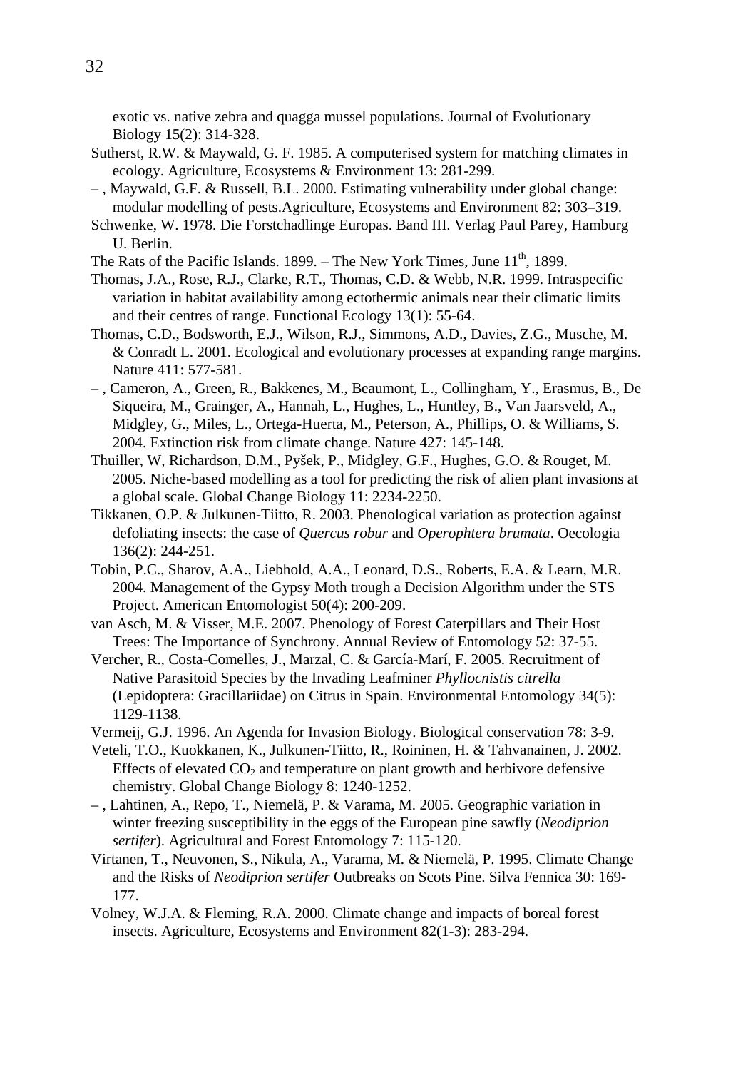exotic vs. native zebra and quagga mussel populations. Journal of Evolutionary Biology 15(2): 314-328.

Sutherst, R.W. & Maywald, G. F. 1985. A computerised system for matching climates in ecology. Agriculture, Ecosystems & Environment 13: 281-299.

– , Maywald, G.F. & Russell, B.L. 2000. Estimating vulnerability under global change: modular modelling of pests.Agriculture, Ecosystems and Environment 82: 303–319.

Schwenke, W. 1978. Die Forstschadlinge Europas. Band III. Verlag Paul Parey, Hamburg U. Berlin.

The Rats of the Pacific Islands. 1899. – The New York Times, June 11th, 1899.

Thomas, J.A., Rose, R.J., Clarke, R.T., Thomas, C.D. & Webb, N.R. 1999. Intraspecific variation in habitat availability among ectothermic animals near their climatic limits and their centres of range. Functional Ecology 13(1): 55-64.

Thomas, C.D., Bodsworth, E.J., Wilson, R.J., Simmons, A.D., Davies, Z.G., Musche, M. & Conradt L. 2001. Ecological and evolutionary processes at expanding range margins. Nature 411: 577-581.

– , Cameron, A., Green, R., Bakkenes, M., Beaumont, L., Collingham, Y., Erasmus, B., De Siqueira, M., Grainger, A., Hannah, L., Hughes, L., Huntley, B., Van Jaarsveld, A., Midgley, G., Miles, L., Ortega-Huerta, M., Peterson, A., Phillips, O. & Williams, S. 2004. Extinction risk from climate change. Nature 427: 145-148.

Thuiller, W, Richardson, D.M., Pyšek, P., Midgley, G.F., Hughes, G.O. & Rouget, M. 2005. Niche-based modelling as a tool for predicting the risk of alien plant invasions at a global scale. Global Change Biology 11: 2234-2250.

Tikkanen, O.P. & Julkunen-Tiitto, R. 2003. Phenological variation as protection against defoliating insects: the case of *Quercus robur* and *Operophtera brumata*. Oecologia 136(2): 244-251.

Tobin, P.C., Sharov, A.A., Liebhold, A.A., Leonard, D.S., Roberts, E.A. & Learn, M.R. 2004. Management of the Gypsy Moth trough a Decision Algorithm under the STS Project. American Entomologist 50(4): 200-209.

van Asch, M. & Visser, M.E. 2007. Phenology of Forest Caterpillars and Their Host Trees: The Importance of Synchrony. Annual Review of Entomology 52: 37-55.

Vercher, R., Costa-Comelles, J., Marzal, C. & García-Marí, F. 2005. Recruitment of Native Parasitoid Species by the Invading Leafminer *Phyllocnistis citrella* (Lepidoptera: Gracillariidae) on Citrus in Spain. Environmental Entomology 34(5): 1129-1138.

Vermeij, G.J. 1996. An Agenda for Invasion Biology. Biological conservation 78: 3-9.

Veteli, T.O., Kuokkanen, K., Julkunen-Tiitto, R., Roininen, H. & Tahvanainen, J. 2002. Effects of elevated $CO_2$ and temperature on plant growth and herbivore defensive chemistry. Global Change Biology 8: 1240-1252.

– , Lahtinen, A., Repo, T., Niemelä, P. & Varama, M. 2005. Geographic variation in winter freezing susceptibility in the eggs of the European pine sawfly (*Neodiprion sertifer*). Agricultural and Forest Entomology 7: 115-120.

Virtanen, T., Neuvonen, S., Nikula, A., Varama, M. & Niemelä, P. 1995. Climate Change and the Risks of *Neodiprion sertifer* Outbreaks on Scots Pine. Silva Fennica 30: 169-177.

Volney, W.J.A. & Fleming, R.A. 2000. Climate change and impacts of boreal forest insects. Agriculture, Ecosystems and Environment 82(1-3): 283-294.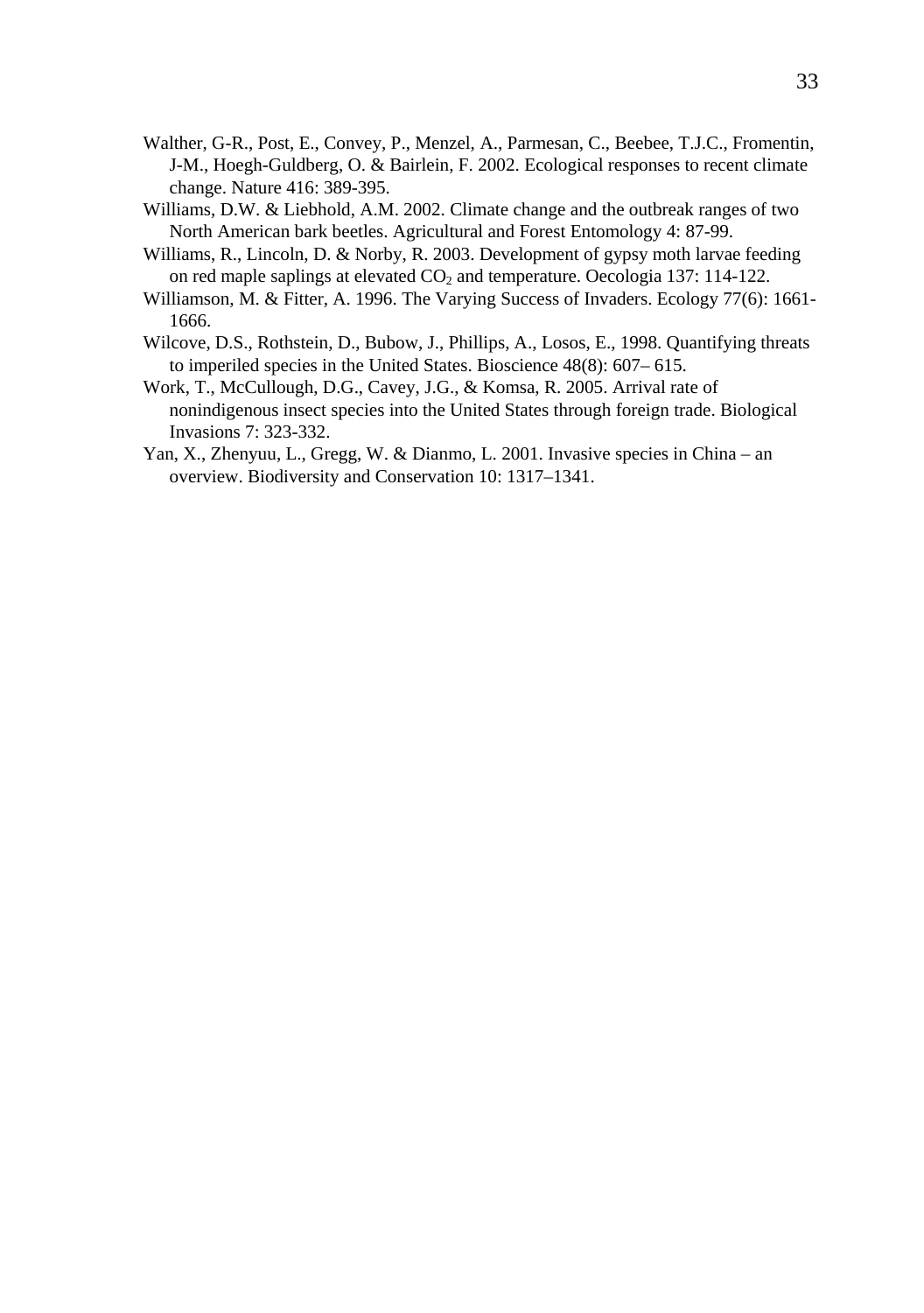Walther, G-R., Post, E., Convey, P., Menzel, A., Parmesan, C., Beebee, T.J.C., Fromentin, J-M., Hoegh-Guldberg, O. & Bairlein, F. 2002. Ecological responses to recent climate change. Nature 416: 389-395.

Williams, D.W. & Liebhold, A.M. 2002. Climate change and the outbreak ranges of two North American bark beetles. Agricultural and Forest Entomology 4: 87-99.

Williams, R., Lincoln, D. & Norby, R. 2003. Development of gypsy moth larvae feeding on red maple saplings at elevated $CO_2$ and temperature. Oecologia 137: 114-122.

Williamson, M. & Fitter, A. 1996. The Varying Success of Invaders. Ecology 77(6): 1661-1666.

Wilcove, D.S., Rothstein, D., Bubow, J., Phillips, A., Losos, E., 1998. Quantifying threats to imperiled species in the United States. Bioscience 48(8): 607– 615.

Work, T., McCullough, D.G., Cavey, J.G., & Komsa, R. 2005. Arrival rate of nonindigenous insect species into the United States through foreign trade. Biological Invasions 7: 323-332.

Yan, X., Zhenyuu, L., Gregg, W. & Dianmo, L. 2001. Invasive species in China – an overview. Biodiversity and Conservation 10: 1317–1341.